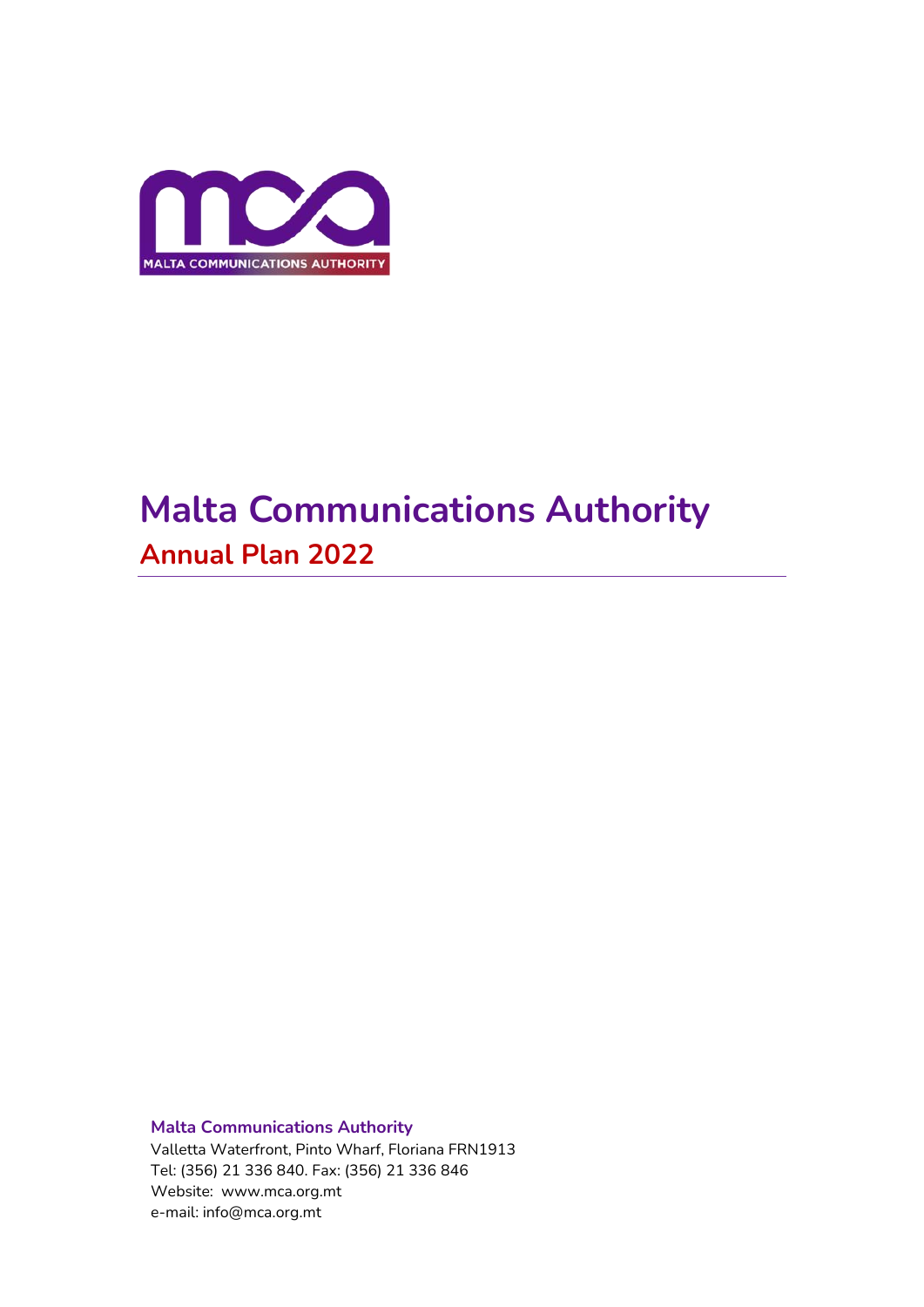MALTA COMMUNICATIONS AUTHORITY

# Malta Communications Authority

## Annual Plan 2022

---

**Malta Communications Authority**
Valletta Waterfront, Pinto Wharf, Floriana FRN1913
Tel: (356) 21 336 840. Fax: (356) 21 336 846
Website: www.mca.org.mt
e-mail: info@mca.org.mt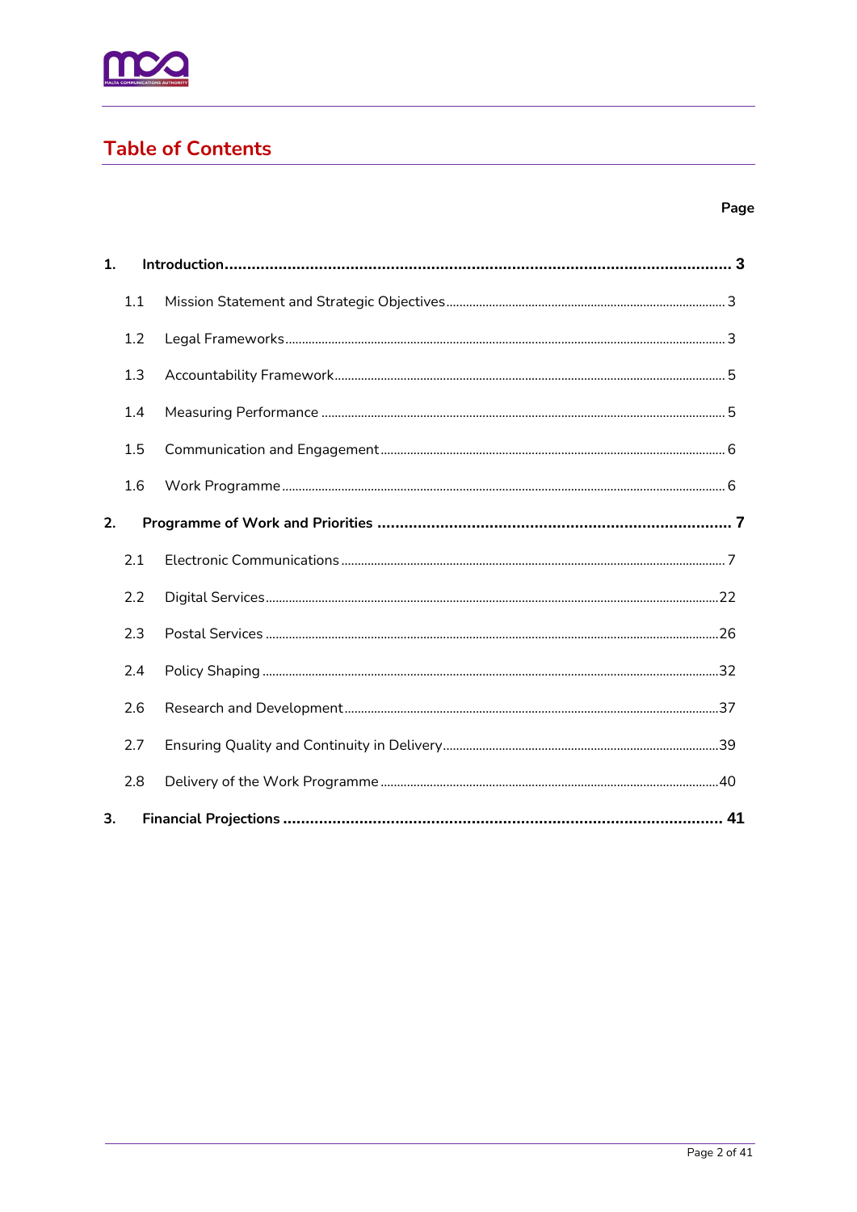## Table of Contents

| | | Page |
|---|---|---|
| **1.** | **Introduction** | **3** |
| 1.1 | Mission Statement and Strategic Objectives | 3 |
| 1.2 | Legal Frameworks | 3 |
| 1.3 | Accountability Framework | 5 |
| 1.4 | Measuring Performance | 5 |
| 1.5 | Communication and Engagement | 6 |
| 1.6 | Work Programme | 6 |
| **2.** | **Programme of Work and Priorities** | **7** |
| 2.1 | Electronic Communications | 7 |
| 2.2 | Digital Services | 22 |
| 2.3 | Postal Services | 26 |
| 2.4 | Policy Shaping | 32 |
| 2.6 | Research and Development | 37 |
| 2.7 | Ensuring Quality and Continuity in Delivery | 39 |
| 2.8 | Delivery of the Work Programme | 40 |
| **3.** | **Financial Projections** | **41** |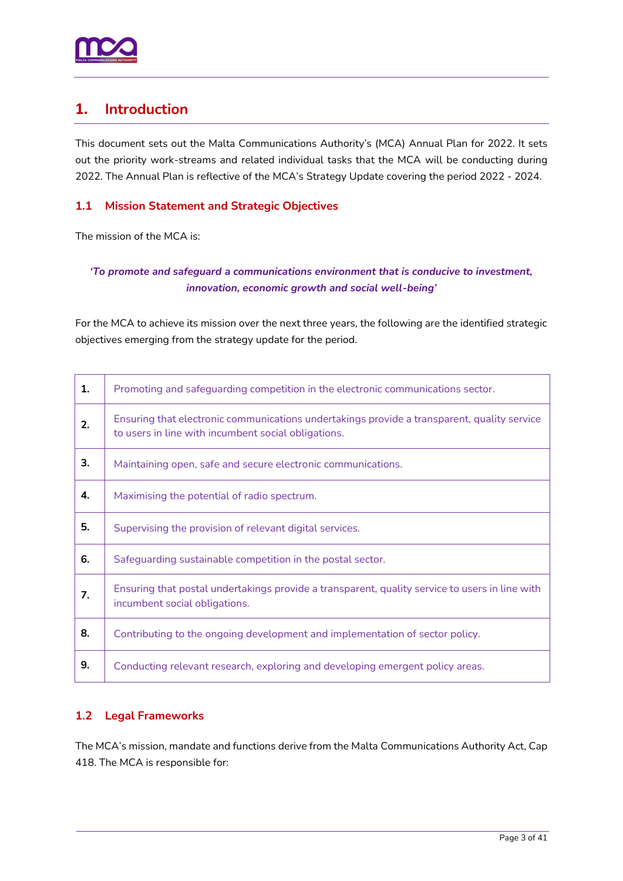# 1. Introduction

This document sets out the Malta Communications Authority's (MCA) Annual Plan for 2022. It sets out the priority work-streams and related individual tasks that the MCA will be conducting during 2022. The Annual Plan is reflective of the MCA's Strategy Update covering the period 2022 - 2024.

## 1.1 Mission Statement and Strategic Objectives

The mission of the MCA is:

***'To promote and safeguard a communications environment that is conducive to investment, innovation, economic growth and social well-being'***

For the MCA to achieve its mission over the next three years, the following are the identified strategic objectives emerging from the strategy update for the period.

| | |
|---|---|
| **1.** | Promoting and safeguarding competition in the electronic communications sector. |
| **2.** | Ensuring that electronic communications undertakings provide a transparent, quality service to users in line with incumbent social obligations. |
| **3.** | Maintaining open, safe and secure electronic communications. |
| **4.** | Maximising the potential of radio spectrum. |
| **5.** | Supervising the provision of relevant digital services. |
| **6.** | Safeguarding sustainable competition in the postal sector. |
| **7.** | Ensuring that postal undertakings provide a transparent, quality service to users in line with incumbent social obligations. |
| **8.** | Contributing to the ongoing development and implementation of sector policy. |
| **9.** | Conducting relevant research, exploring and developing emergent policy areas. |

## 1.2 Legal Frameworks

The MCA's mission, mandate and functions derive from the Malta Communications Authority Act, Cap 418. The MCA is responsible for: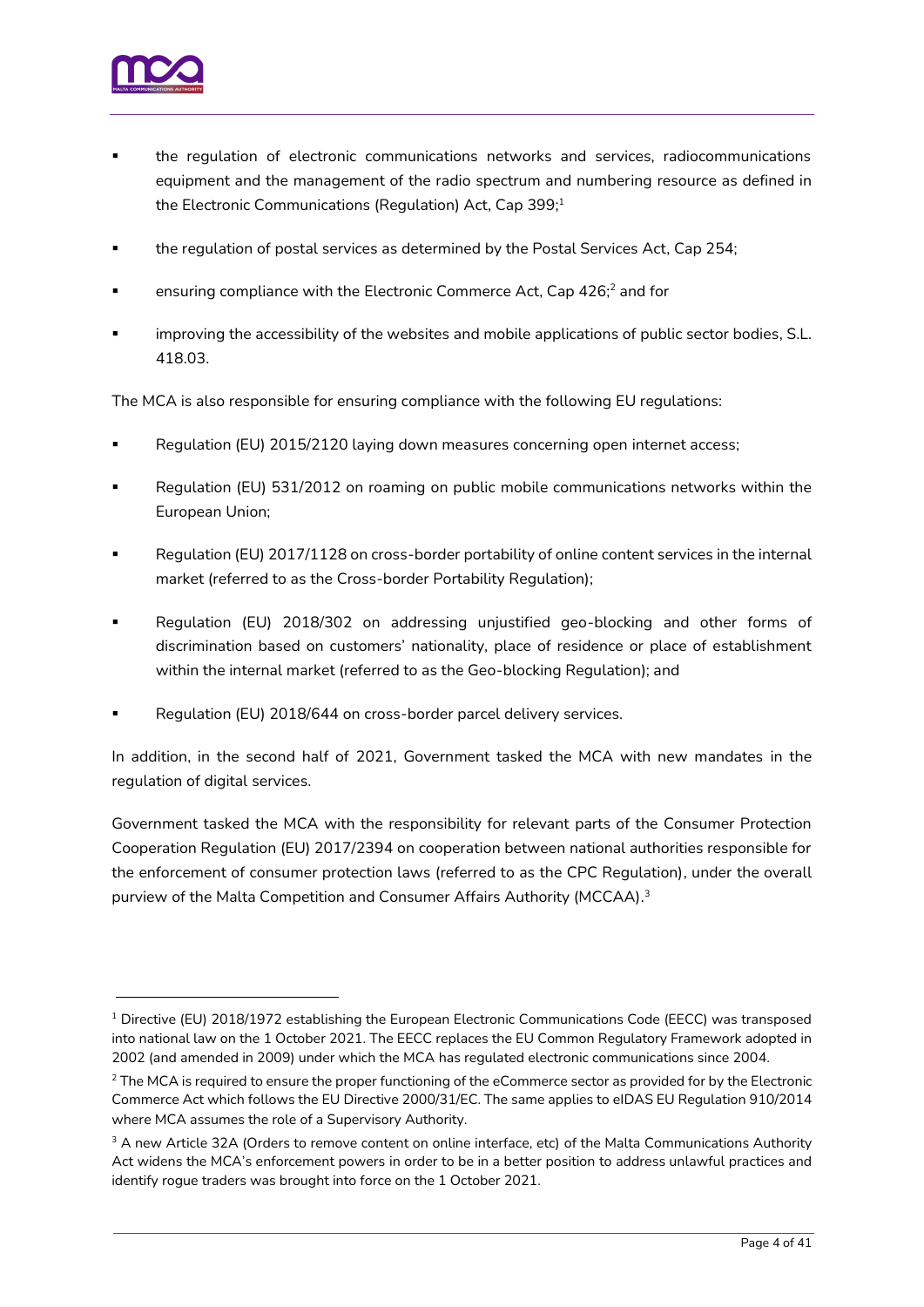- the regulation of electronic communications networks and services, radiocommunications equipment and the management of the radio spectrum and numbering resource as defined in the Electronic Communications (Regulation) Act, Cap 399;[1]
- the regulation of postal services as determined by the Postal Services Act, Cap 254;
- ensuring compliance with the Electronic Commerce Act, Cap 426;[2] and for
- improving the accessibility of the websites and mobile applications of public sector bodies, S.L. 418.03.

The MCA is also responsible for ensuring compliance with the following EU regulations:

- Regulation (EU) 2015/2120 laying down measures concerning open internet access;
- Regulation (EU) 531/2012 on roaming on public mobile communications networks within the European Union;
- Regulation (EU) 2017/1128 on cross-border portability of online content services in the internal market (referred to as the Cross-border Portability Regulation);
- Regulation (EU) 2018/302 on addressing unjustified geo-blocking and other forms of discrimination based on customers' nationality, place of residence or place of establishment within the internal market (referred to as the Geo-blocking Regulation); and
- Regulation (EU) 2018/644 on cross-border parcel delivery services.

In addition, in the second half of 2021, Government tasked the MCA with new mandates in the regulation of digital services.

Government tasked the MCA with the responsibility for relevant parts of the Consumer Protection Cooperation Regulation (EU) 2017/2394 on cooperation between national authorities responsible for the enforcement of consumer protection laws (referred to as the CPC Regulation), under the overall purview of the Malta Competition and Consumer Affairs Authority (MCCAA).[3]

---

[1] Directive (EU) 2018/1972 establishing the European Electronic Communications Code (EECC) was transposed into national law on the 1 October 2021. The EECC replaces the EU Common Regulatory Framework adopted in 2002 (and amended in 2009) under which the MCA has regulated electronic communications since 2004.

[2] The MCA is required to ensure the proper functioning of the eCommerce sector as provided for by the Electronic Commerce Act which follows the EU Directive 2000/31/EC. The same applies to eIDAS EU Regulation 910/2014 where MCA assumes the role of a Supervisory Authority.

[3] A new Article 32A (Orders to remove content on online interface, etc) of the Malta Communications Authority Act widens the MCA's enforcement powers in order to be in a better position to address unlawful practices and identify rogue traders was brought into force on the 1 October 2021.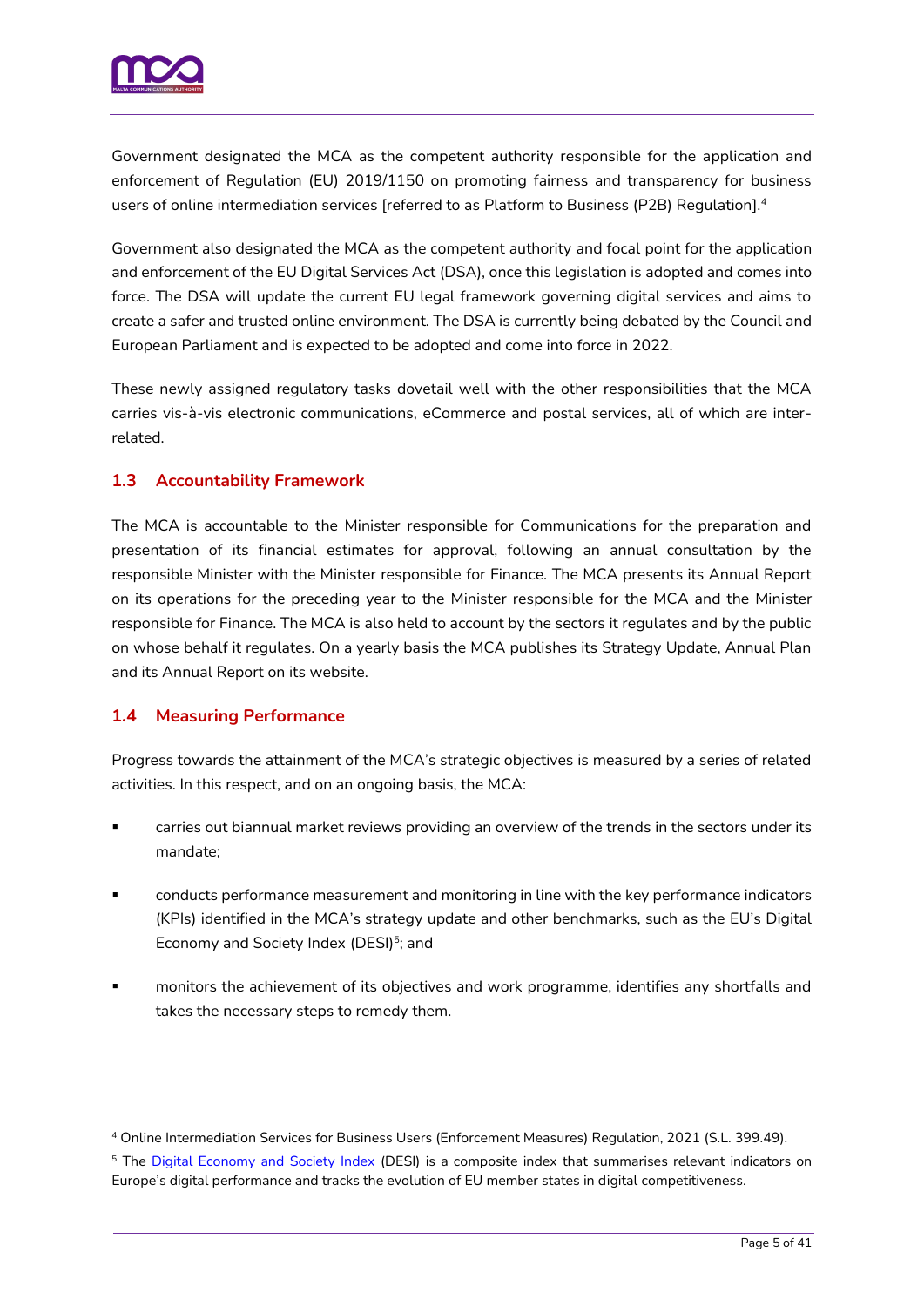Government designated the MCA as the competent authority responsible for the application and enforcement of Regulation (EU) 2019/1150 on promoting fairness and transparency for business users of online intermediation services [referred to as Platform to Business (P2B) Regulation].[4]

Government also designated the MCA as the competent authority and focal point for the application and enforcement of the EU Digital Services Act (DSA), once this legislation is adopted and comes into force. The DSA will update the current EU legal framework governing digital services and aims to create a safer and trusted online environment. The DSA is currently being debated by the Council and European Parliament and is expected to be adopted and come into force in 2022.

These newly assigned regulatory tasks dovetail well with the other responsibilities that the MCA carries vis-à-vis electronic communications, eCommerce and postal services, all of which are inter-related.

## 1.3 Accountability Framework

The MCA is accountable to the Minister responsible for Communications for the preparation and presentation of its financial estimates for approval, following an annual consultation by the responsible Minister with the Minister responsible for Finance. The MCA presents its Annual Report on its operations for the preceding year to the Minister responsible for the MCA and the Minister responsible for Finance. The MCA is also held to account by the sectors it regulates and by the public on whose behalf it regulates. On a yearly basis the MCA publishes its Strategy Update, Annual Plan and its Annual Report on its website.

## 1.4 Measuring Performance

Progress towards the attainment of the MCA's strategic objectives is measured by a series of related activities. In this respect, and on an ongoing basis, the MCA:

- carries out biannual market reviews providing an overview of the trends in the sectors under its mandate;
- conducts performance measurement and monitoring in line with the key performance indicators (KPIs) identified in the MCA's strategy update and other benchmarks, such as the EU's Digital Economy and Society Index (DESI)[5]; and
- monitors the achievement of its objectives and work programme, identifies any shortfalls and takes the necessary steps to remedy them.

---

[4] Online Intermediation Services for Business Users (Enforcement Measures) Regulation, 2021 (S.L. 399.49).

[5] The Digital Economy and Society Index (DESI) is a composite index that summarises relevant indicators on Europe's digital performance and tracks the evolution of EU member states in digital competitiveness.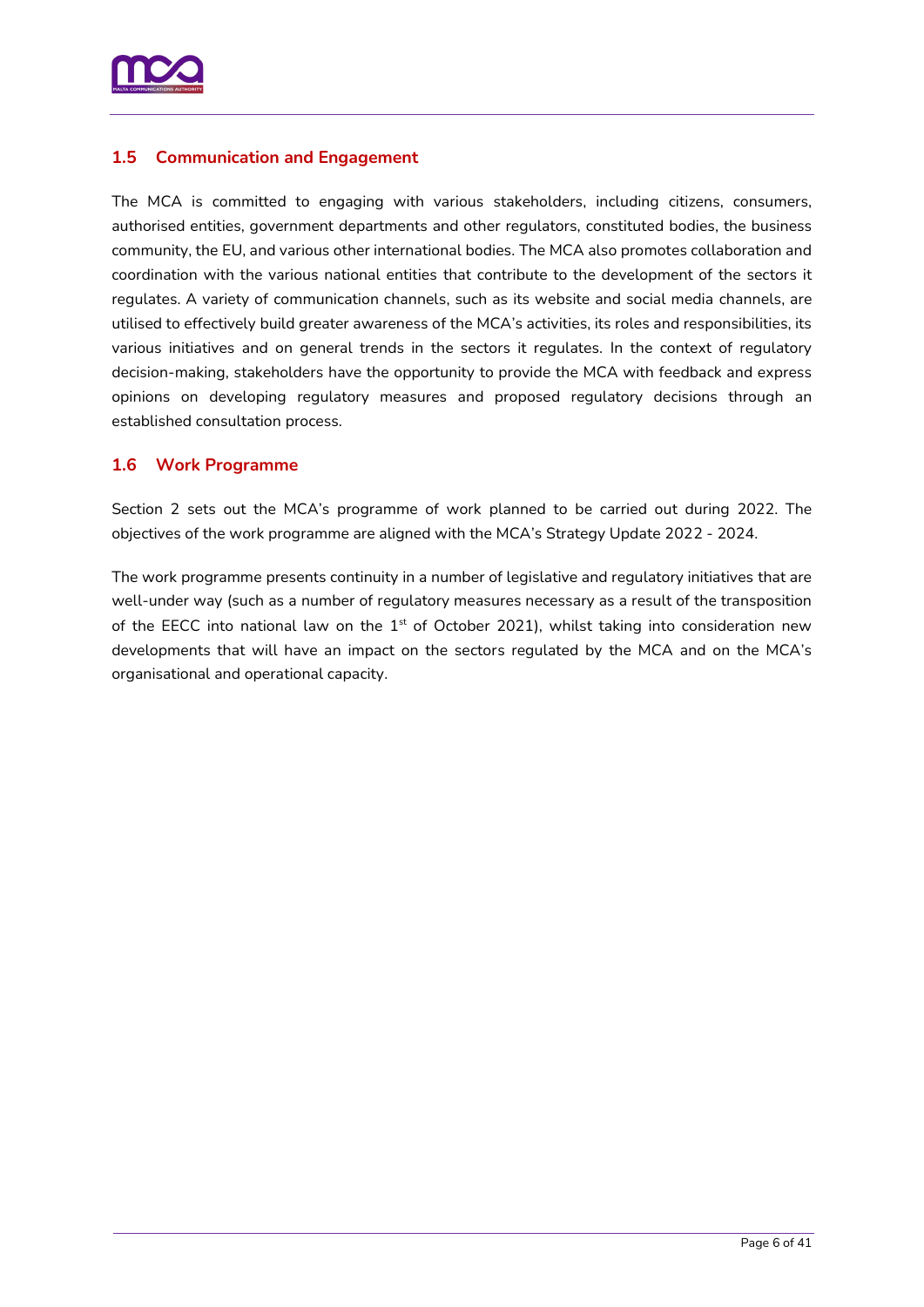## 1.5 Communication and Engagement

The MCA is committed to engaging with various stakeholders, including citizens, consumers, authorised entities, government departments and other regulators, constituted bodies, the business community, the EU, and various other international bodies. The MCA also promotes collaboration and coordination with the various national entities that contribute to the development of the sectors it regulates. A variety of communication channels, such as its website and social media channels, are utilised to effectively build greater awareness of the MCA's activities, its roles and responsibilities, its various initiatives and on general trends in the sectors it regulates. In the context of regulatory decision-making, stakeholders have the opportunity to provide the MCA with feedback and express opinions on developing regulatory measures and proposed regulatory decisions through an established consultation process.

## 1.6 Work Programme

Section 2 sets out the MCA's programme of work planned to be carried out during 2022. The objectives of the work programme are aligned with the MCA's Strategy Update 2022 - 2024.

The work programme presents continuity in a number of legislative and regulatory initiatives that are well-under way (such as a number of regulatory measures necessary as a result of the transposition of the EECC into national law on the 1st of October 2021), whilst taking into consideration new developments that will have an impact on the sectors regulated by the MCA and on the MCA's organisational and operational capacity.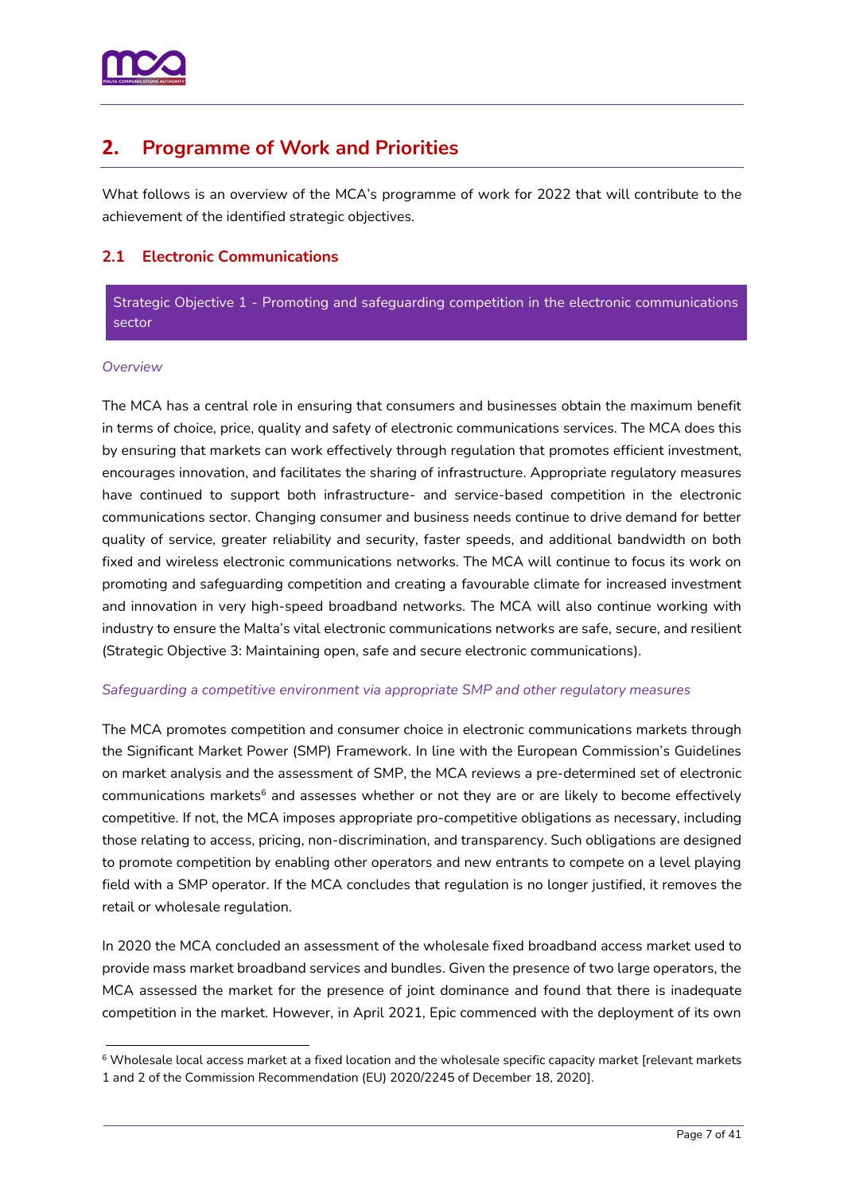## 2. Programme of Work and Priorities

What follows is an overview of the MCA's programme of work for 2022 that will contribute to the achievement of the identified strategic objectives.

### 2.1 Electronic Communications

**Strategic Objective 1 - Promoting and safeguarding competition in the electronic communications sector**

*Overview*

The MCA has a central role in ensuring that consumers and businesses obtain the maximum benefit in terms of choice, price, quality and safety of electronic communications services. The MCA does this by ensuring that markets can work effectively through regulation that promotes efficient investment, encourages innovation, and facilitates the sharing of infrastructure. Appropriate regulatory measures have continued to support both infrastructure- and service-based competition in the electronic communications sector. Changing consumer and business needs continue to drive demand for better quality of service, greater reliability and security, faster speeds, and additional bandwidth on both fixed and wireless electronic communications networks. The MCA will continue to focus its work on promoting and safeguarding competition and creating a favourable climate for increased investment and innovation in very high-speed broadband networks. The MCA will also continue working with industry to ensure the Malta's vital electronic communications networks are safe, secure, and resilient (Strategic Objective 3: Maintaining open, safe and secure electronic communications).

*Safeguarding a competitive environment via appropriate SMP and other regulatory measures*

The MCA promotes competition and consumer choice in electronic communications markets through the Significant Market Power (SMP) Framework. In line with the European Commission's Guidelines on market analysis and the assessment of SMP, the MCA reviews a pre-determined set of electronic communications markets[6] and assesses whether or not they are or are likely to become effectively competitive. If not, the MCA imposes appropriate pro-competitive obligations as necessary, including those relating to access, pricing, non-discrimination, and transparency. Such obligations are designed to promote competition by enabling other operators and new entrants to compete on a level playing field with a SMP operator. If the MCA concludes that regulation is no longer justified, it removes the retail or wholesale regulation.

In 2020 the MCA concluded an assessment of the wholesale fixed broadband access market used to provide mass market broadband services and bundles. Given the presence of two large operators, the MCA assessed the market for the presence of joint dominance and found that there is inadequate competition in the market. However, in April 2021, Epic commenced with the deployment of its own

[6] Wholesale local access market at a fixed location and the wholesale specific capacity market [relevant markets 1 and 2 of the Commission Recommendation (EU) 2020/2245 of December 18, 2020].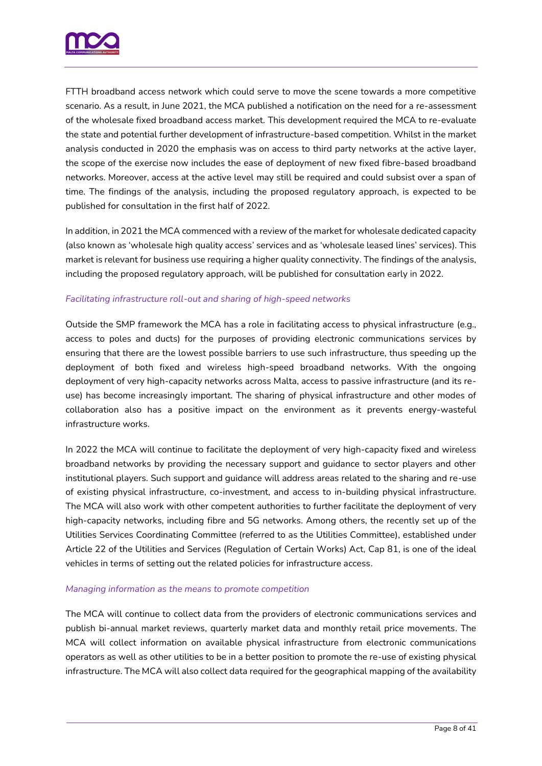FTTH broadband access network which could serve to move the scene towards a more competitive scenario. As a result, in June 2021, the MCA published a notification on the need for a re-assessment of the wholesale fixed broadband access market. This development required the MCA to re-evaluate the state and potential further development of infrastructure-based competition. Whilst in the market analysis conducted in 2020 the emphasis was on access to third party networks at the active layer, the scope of the exercise now includes the ease of deployment of new fixed fibre-based broadband networks. Moreover, access at the active level may still be required and could subsist over a span of time. The findings of the analysis, including the proposed regulatory approach, is expected to be published for consultation in the first half of 2022.

In addition, in 2021 the MCA commenced with a review of the market for wholesale dedicated capacity (also known as 'wholesale high quality access' services and as 'wholesale leased lines' services). This market is relevant for business use requiring a higher quality connectivity. The findings of the analysis, including the proposed regulatory approach, will be published for consultation early in 2022.

*Facilitating infrastructure roll-out and sharing of high-speed networks*

Outside the SMP framework the MCA has a role in facilitating access to physical infrastructure (e.g., access to poles and ducts) for the purposes of providing electronic communications services by ensuring that there are the lowest possible barriers to use such infrastructure, thus speeding up the deployment of both fixed and wireless high-speed broadband networks. With the ongoing deployment of very high-capacity networks across Malta, access to passive infrastructure (and its re-use) has become increasingly important. The sharing of physical infrastructure and other modes of collaboration also has a positive impact on the environment as it prevents energy-wasteful infrastructure works.

In 2022 the MCA will continue to facilitate the deployment of very high-capacity fixed and wireless broadband networks by providing the necessary support and guidance to sector players and other institutional players. Such support and guidance will address areas related to the sharing and re-use of existing physical infrastructure, co-investment, and access to in-building physical infrastructure. The MCA will also work with other competent authorities to further facilitate the deployment of very high-capacity networks, including fibre and 5G networks. Among others, the recently set up of the Utilities Services Coordinating Committee (referred to as the Utilities Committee), established under Article 22 of the Utilities and Services (Regulation of Certain Works) Act, Cap 81, is one of the ideal vehicles in terms of setting out the related policies for infrastructure access.

*Managing information as the means to promote competition*

The MCA will continue to collect data from the providers of electronic communications services and publish bi-annual market reviews, quarterly market data and monthly retail price movements. The MCA will collect information on available physical infrastructure from electronic communications operators as well as other utilities to be in a better position to promote the re-use of existing physical infrastructure. The MCA will also collect data required for the geographical mapping of the availability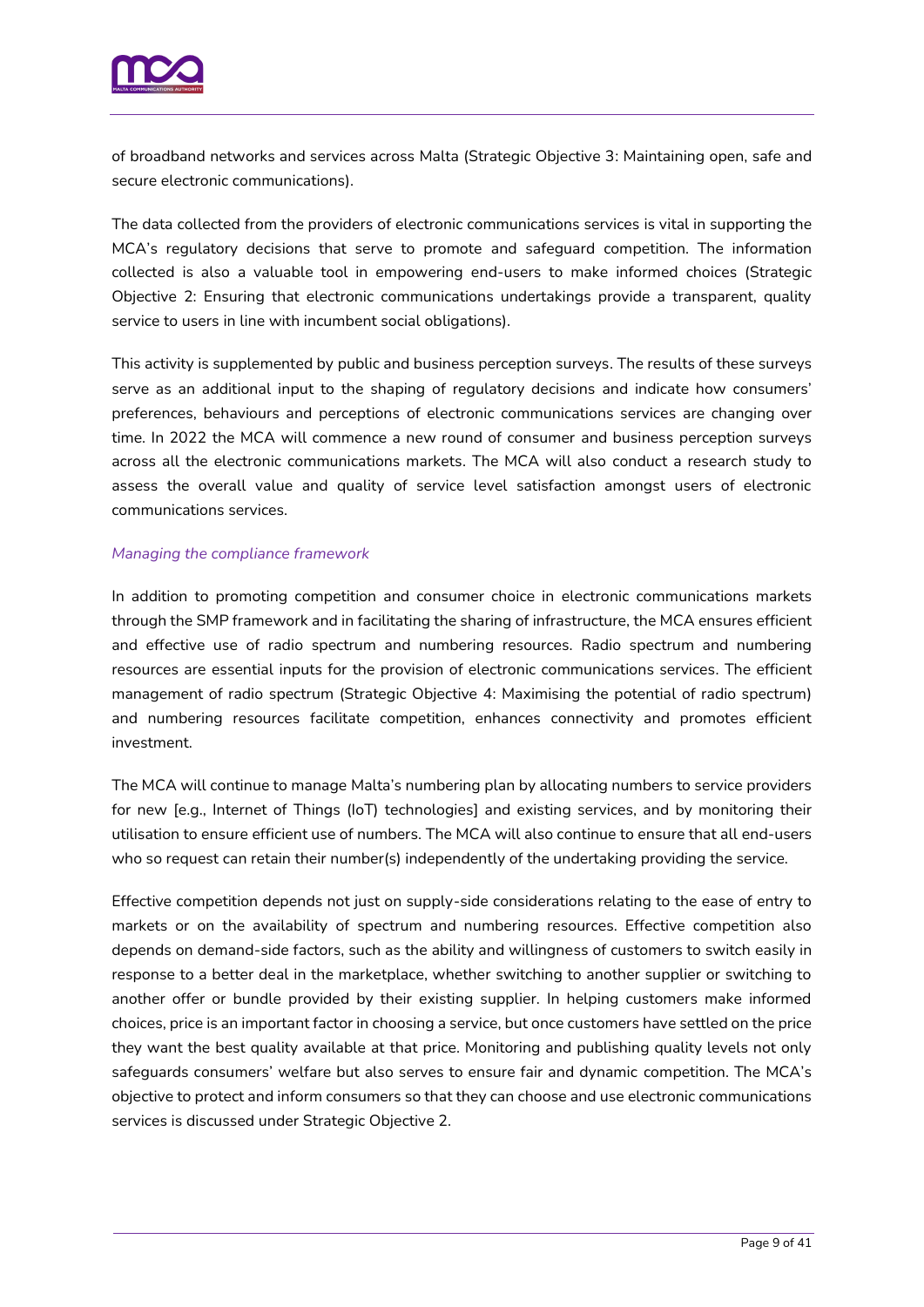of broadband networks and services across Malta (Strategic Objective 3: Maintaining open, safe and secure electronic communications).

The data collected from the providers of electronic communications services is vital in supporting the MCA's regulatory decisions that serve to promote and safeguard competition. The information collected is also a valuable tool in empowering end-users to make informed choices (Strategic Objective 2: Ensuring that electronic communications undertakings provide a transparent, quality service to users in line with incumbent social obligations).

This activity is supplemented by public and business perception surveys. The results of these surveys serve as an additional input to the shaping of regulatory decisions and indicate how consumers' preferences, behaviours and perceptions of electronic communications services are changing over time. In 2022 the MCA will commence a new round of consumer and business perception surveys across all the electronic communications markets. The MCA will also conduct a research study to assess the overall value and quality of service level satisfaction amongst users of electronic communications services.

*Managing the compliance framework*

In addition to promoting competition and consumer choice in electronic communications markets through the SMP framework and in facilitating the sharing of infrastructure, the MCA ensures efficient and effective use of radio spectrum and numbering resources. Radio spectrum and numbering resources are essential inputs for the provision of electronic communications services. The efficient management of radio spectrum (Strategic Objective 4: Maximising the potential of radio spectrum) and numbering resources facilitate competition, enhances connectivity and promotes efficient investment.

The MCA will continue to manage Malta's numbering plan by allocating numbers to service providers for new [e.g., Internet of Things (IoT) technologies] and existing services, and by monitoring their utilisation to ensure efficient use of numbers. The MCA will also continue to ensure that all end-users who so request can retain their number(s) independently of the undertaking providing the service.

Effective competition depends not just on supply-side considerations relating to the ease of entry to markets or on the availability of spectrum and numbering resources. Effective competition also depends on demand-side factors, such as the ability and willingness of customers to switch easily in response to a better deal in the marketplace, whether switching to another supplier or switching to another offer or bundle provided by their existing supplier. In helping customers make informed choices, price is an important factor in choosing a service, but once customers have settled on the price they want the best quality available at that price. Monitoring and publishing quality levels not only safeguards consumers' welfare but also serves to ensure fair and dynamic competition. The MCA's objective to protect and inform consumers so that they can choose and use electronic communications services is discussed under Strategic Objective 2.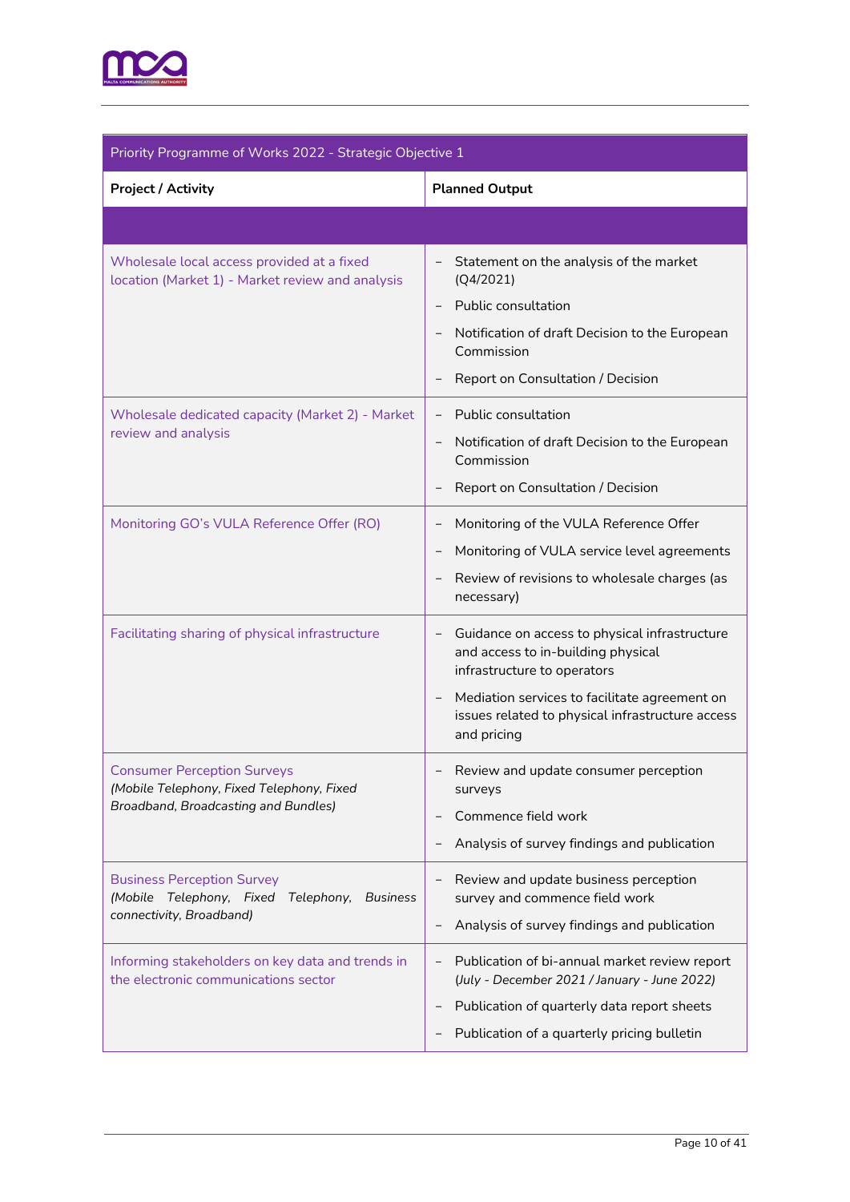| Priority Programme of Works 2022 - Strategic Objective 1 | |
|---|---|
| **Project / Activity** | **Planned Output** |
| | |
| Wholesale local access provided at a fixed location (Market 1) - Market review and analysis | – Statement on the analysis of the market (Q4/2021)<br>– Public consultation<br>– Notification of draft Decision to the European Commission<br>– Report on Consultation / Decision |
| Wholesale dedicated capacity (Market 2) - Market review and analysis | – Public consultation<br>– Notification of draft Decision to the European Commission<br>– Report on Consultation / Decision |
| Monitoring GO's VULA Reference Offer (RO) | – Monitoring of the VULA Reference Offer<br>– Monitoring of VULA service level agreements<br>– Review of revisions to wholesale charges (as necessary) |
| Facilitating sharing of physical infrastructure | – Guidance on access to physical infrastructure and access to in-building physical infrastructure to operators<br>– Mediation services to facilitate agreement on issues related to physical infrastructure access and pricing |
| Consumer Perception Surveys<br>*(Mobile Telephony, Fixed Telephony, Fixed Broadband, Broadcasting and Bundles)* | – Review and update consumer perception surveys<br>– Commence field work<br>– Analysis of survey findings and publication |
| Business Perception Survey<br>*(Mobile Telephony, Fixed Telephony, Business connectivity, Broadband)* | – Review and update business perception survey and commence field work<br>– Analysis of survey findings and publication |
| Informing stakeholders on key data and trends in the electronic communications sector | – Publication of bi-annual market review report *(July - December 2021 / January - June 2022)*<br>– Publication of quarterly data report sheets<br>– Publication of a quarterly pricing bulletin |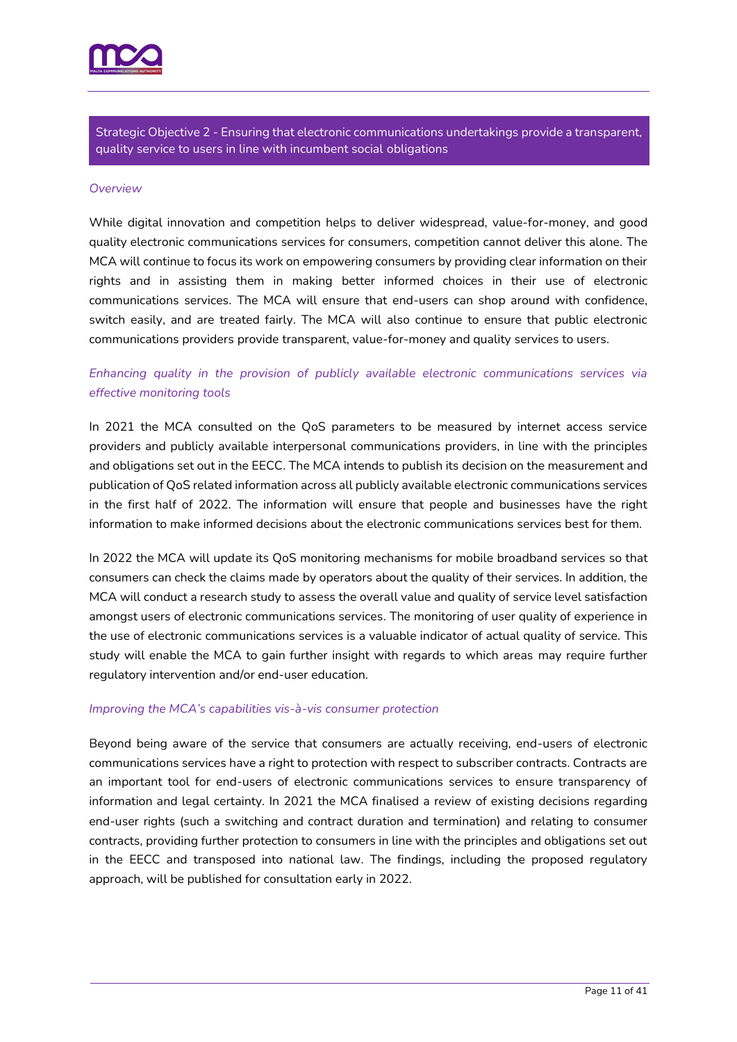## Strategic Objective 2 - Ensuring that electronic communications undertakings provide a transparent, quality service to users in line with incumbent social obligations

*Overview*

While digital innovation and competition helps to deliver widespread, value-for-money, and good quality electronic communications services for consumers, competition cannot deliver this alone. The MCA will continue to focus its work on empowering consumers by providing clear information on their rights and in assisting them in making better informed choices in their use of electronic communications services. The MCA will ensure that end-users can shop around with confidence, switch easily, and are treated fairly. The MCA will also continue to ensure that public electronic communications providers provide transparent, value-for-money and quality services to users.

*Enhancing quality in the provision of publicly available electronic communications services via effective monitoring tools*

In 2021 the MCA consulted on the QoS parameters to be measured by internet access service providers and publicly available interpersonal communications providers, in line with the principles and obligations set out in the EECC. The MCA intends to publish its decision on the measurement and publication of QoS related information across all publicly available electronic communications services in the first half of 2022. The information will ensure that people and businesses have the right information to make informed decisions about the electronic communications services best for them.

In 2022 the MCA will update its QoS monitoring mechanisms for mobile broadband services so that consumers can check the claims made by operators about the quality of their services. In addition, the MCA will conduct a research study to assess the overall value and quality of service level satisfaction amongst users of electronic communications services. The monitoring of user quality of experience in the use of electronic communications services is a valuable indicator of actual quality of service. This study will enable the MCA to gain further insight with regards to which areas may require further regulatory intervention and/or end-user education.

*Improving the MCA's capabilities vis-à-vis consumer protection*

Beyond being aware of the service that consumers are actually receiving, end-users of electronic communications services have a right to protection with respect to subscriber contracts. Contracts are an important tool for end-users of electronic communications services to ensure transparency of information and legal certainty. In 2021 the MCA finalised a review of existing decisions regarding end-user rights (such a switching and contract duration and termination) and relating to consumer contracts, providing further protection to consumers in line with the principles and obligations set out in the EECC and transposed into national law. The findings, including the proposed regulatory approach, will be published for consultation early in 2022.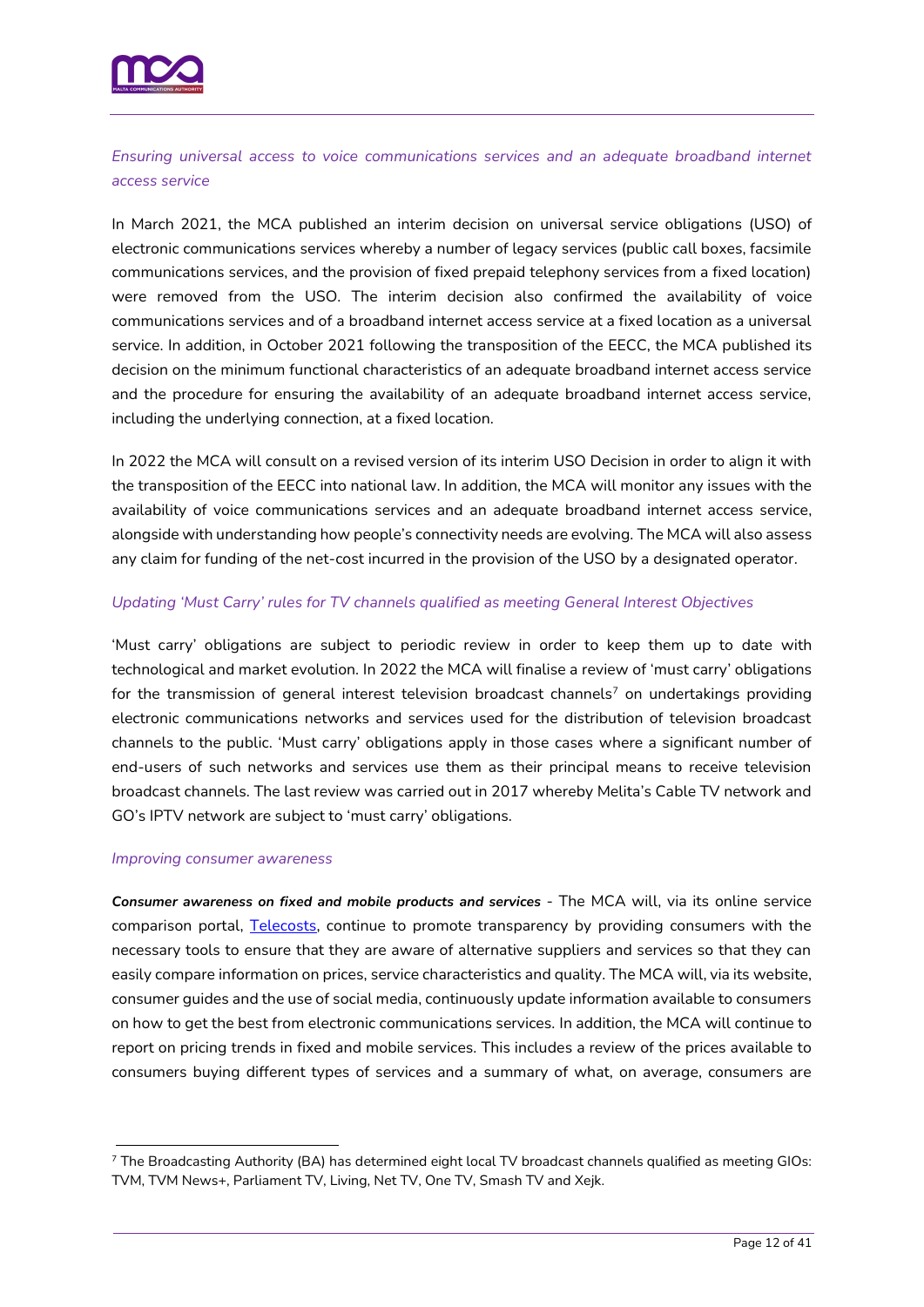*Ensuring universal access to voice communications services and an adequate broadband internet access service*

In March 2021, the MCA published an interim decision on universal service obligations (USO) of electronic communications services whereby a number of legacy services (public call boxes, facsimile communications services, and the provision of fixed prepaid telephony services from a fixed location) were removed from the USO. The interim decision also confirmed the availability of voice communications services and of a broadband internet access service at a fixed location as a universal service. In addition, in October 2021 following the transposition of the EECC, the MCA published its decision on the minimum functional characteristics of an adequate broadband internet access service and the procedure for ensuring the availability of an adequate broadband internet access service, including the underlying connection, at a fixed location.

In 2022 the MCA will consult on a revised version of its interim USO Decision in order to align it with the transposition of the EECC into national law. In addition, the MCA will monitor any issues with the availability of voice communications services and an adequate broadband internet access service, alongside with understanding how people's connectivity needs are evolving. The MCA will also assess any claim for funding of the net-cost incurred in the provision of the USO by a designated operator.

*Updating 'Must Carry' rules for TV channels qualified as meeting General Interest Objectives*

'Must carry' obligations are subject to periodic review in order to keep them up to date with technological and market evolution. In 2022 the MCA will finalise a review of 'must carry' obligations for the transmission of general interest television broadcast channels[7] on undertakings providing electronic communications networks and services used for the distribution of television broadcast channels to the public. 'Must carry' obligations apply in those cases where a significant number of end-users of such networks and services use them as their principal means to receive television broadcast channels. The last review was carried out in 2017 whereby Melita's Cable TV network and GO's IPTV network are subject to 'must carry' obligations.

*Improving consumer awareness*

***Consumer awareness on fixed and mobile products and services*** - The MCA will, via its online service comparison portal, Telecosts, continue to promote transparency by providing consumers with the necessary tools to ensure that they are aware of alternative suppliers and services so that they can easily compare information on prices, service characteristics and quality. The MCA will, via its website, consumer guides and the use of social media, continuously update information available to consumers on how to get the best from electronic communications services. In addition, the MCA will continue to report on pricing trends in fixed and mobile services. This includes a review of the prices available to consumers buying different types of services and a summary of what, on average, consumers are

---

[7] The Broadcasting Authority (BA) has determined eight local TV broadcast channels qualified as meeting GIOs: TVM, TVM News+, Parliament TV, Living, Net TV, One TV, Smash TV and Xejk.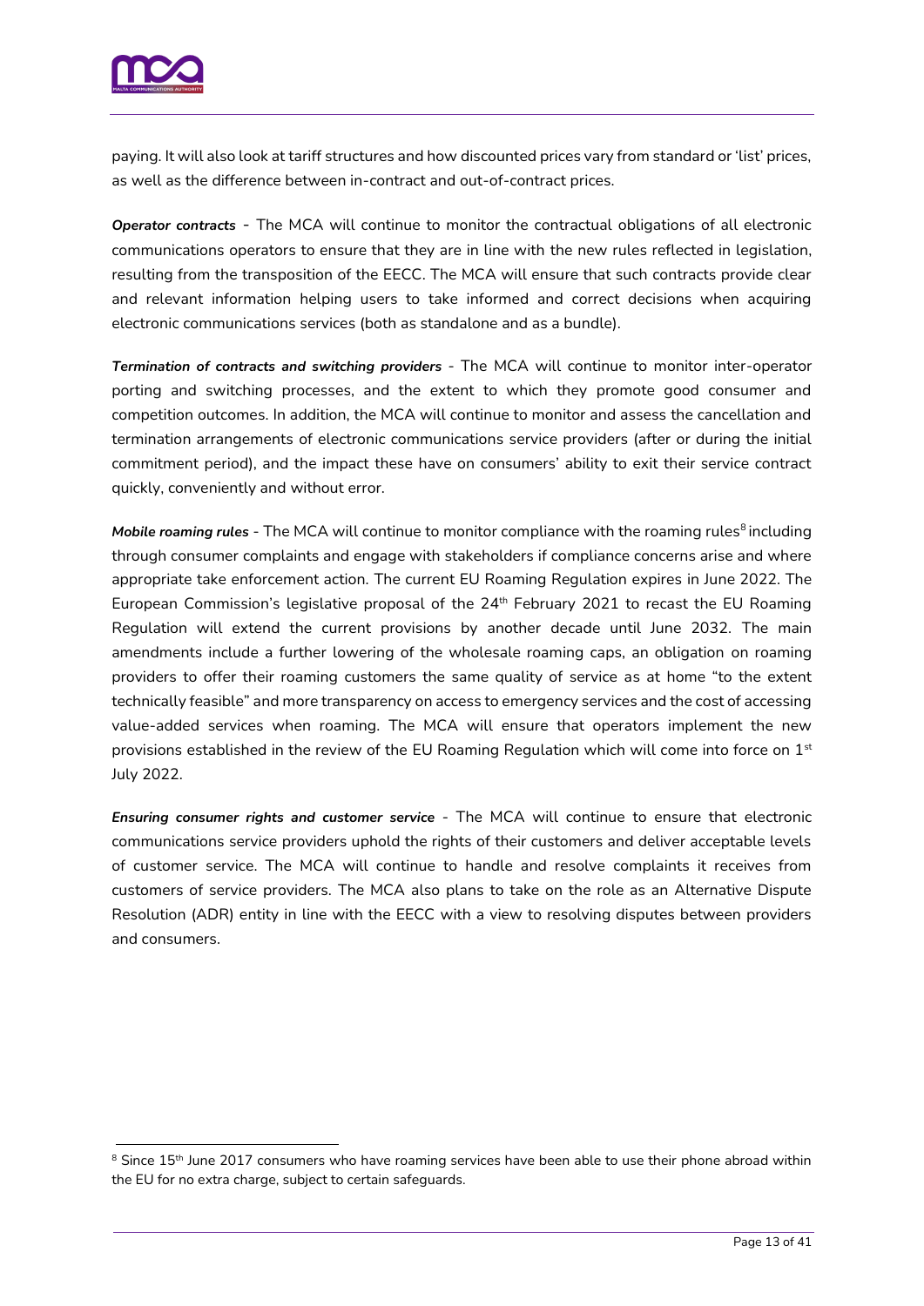paying. It will also look at tariff structures and how discounted prices vary from standard or 'list' prices, as well as the difference between in-contract and out-of-contract prices.

***Operator contracts*** - The MCA will continue to monitor the contractual obligations of all electronic communications operators to ensure that they are in line with the new rules reflected in legislation, resulting from the transposition of the EECC. The MCA will ensure that such contracts provide clear and relevant information helping users to take informed and correct decisions when acquiring electronic communications services (both as standalone and as a bundle).

***Termination of contracts and switching providers*** - The MCA will continue to monitor inter-operator porting and switching processes, and the extent to which they promote good consumer and competition outcomes. In addition, the MCA will continue to monitor and assess the cancellation and termination arrangements of electronic communications service providers (after or during the initial commitment period), and the impact these have on consumers' ability to exit their service contract quickly, conveniently and without error.

***Mobile roaming rules*** - The MCA will continue to monitor compliance with the roaming rules[8] including through consumer complaints and engage with stakeholders if compliance concerns arise and where appropriate take enforcement action. The current EU Roaming Regulation expires in June 2022. The European Commission's legislative proposal of the 24th February 2021 to recast the EU Roaming Regulation will extend the current provisions by another decade until June 2032. The main amendments include a further lowering of the wholesale roaming caps, an obligation on roaming providers to offer their roaming customers the same quality of service as at home "to the extent technically feasible" and more transparency on access to emergency services and the cost of accessing value-added services when roaming. The MCA will ensure that operators implement the new provisions established in the review of the EU Roaming Regulation which will come into force on 1st July 2022.

***Ensuring consumer rights and customer service*** - The MCA will continue to ensure that electronic communications service providers uphold the rights of their customers and deliver acceptable levels of customer service. The MCA will continue to handle and resolve complaints it receives from customers of service providers. The MCA also plans to take on the role as an Alternative Dispute Resolution (ADR) entity in line with the EECC with a view to resolving disputes between providers and consumers.

---

[8] Since 15th June 2017 consumers who have roaming services have been able to use their phone abroad within the EU for no extra charge, subject to certain safeguards.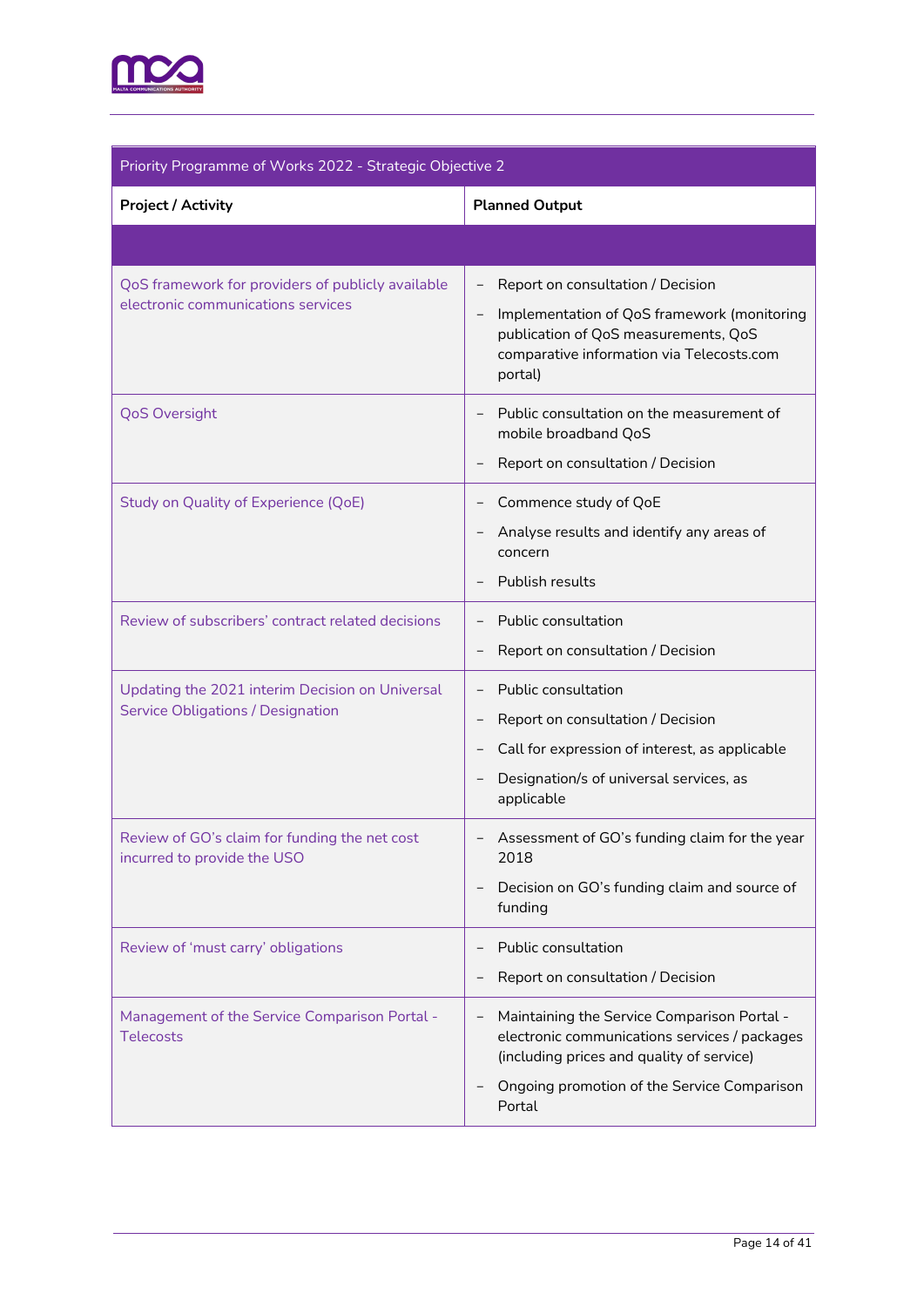| Priority Programme of Works 2022 - Strategic Objective 2 | |
|---|---|
| **Project / Activity** | **Planned Output** |
| | |
| QoS framework for providers of publicly available electronic communications services | – Report on consultation / Decision<br>– Implementation of QoS framework (monitoring publication of QoS measurements, QoS comparative information via Telecosts.com portal) |
| QoS Oversight | – Public consultation on the measurement of mobile broadband QoS<br>– Report on consultation / Decision |
| Study on Quality of Experience (QoE) | – Commence study of QoE<br>– Analyse results and identify any areas of concern<br>– Publish results |
| Review of subscribers' contract related decisions | – Public consultation<br>– Report on consultation / Decision |
| Updating the 2021 interim Decision on Universal Service Obligations / Designation | – Public consultation<br>– Report on consultation / Decision<br>– Call for expression of interest, as applicable<br>– Designation/s of universal services, as applicable |
| Review of GO's claim for funding the net cost incurred to provide the USO | – Assessment of GO's funding claim for the year 2018<br>– Decision on GO's funding claim and source of funding |
| Review of 'must carry' obligations | – Public consultation<br>– Report on consultation / Decision |
| Management of the Service Comparison Portal - Telecosts | – Maintaining the Service Comparison Portal - electronic communications services / packages (including prices and quality of service)<br>– Ongoing promotion of the Service Comparison Portal |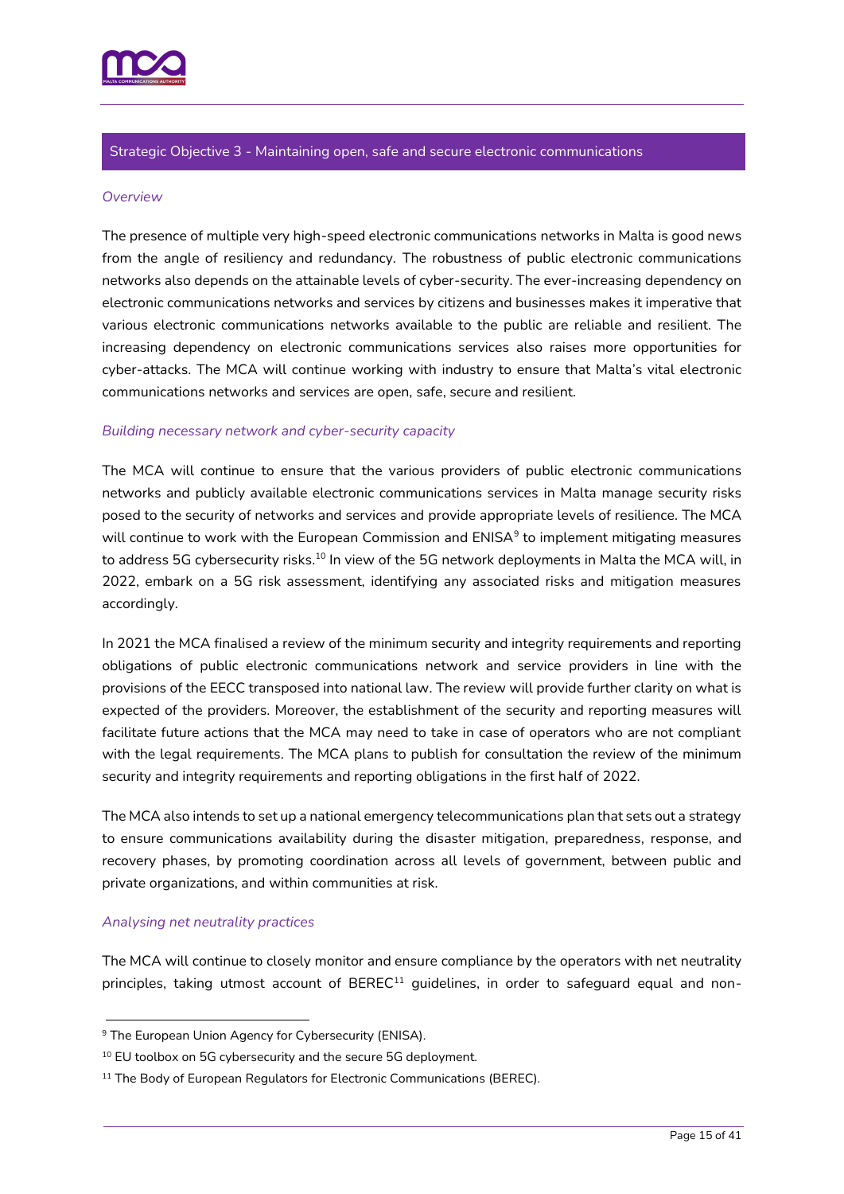## Strategic Objective 3 - Maintaining open, safe and secure electronic communications

*Overview*

The presence of multiple very high-speed electronic communications networks in Malta is good news from the angle of resiliency and redundancy. The robustness of public electronic communications networks also depends on the attainable levels of cyber-security. The ever-increasing dependency on electronic communications networks and services by citizens and businesses makes it imperative that various electronic communications networks available to the public are reliable and resilient. The increasing dependency on electronic communications services also raises more opportunities for cyber-attacks. The MCA will continue working with industry to ensure that Malta's vital electronic communications networks and services are open, safe, secure and resilient.

*Building necessary network and cyber-security capacity*

The MCA will continue to ensure that the various providers of public electronic communications networks and publicly available electronic communications services in Malta manage security risks posed to the security of networks and services and provide appropriate levels of resilience. The MCA will continue to work with the European Commission and ENISA[9] to implement mitigating measures to address 5G cybersecurity risks.[10] In view of the 5G network deployments in Malta the MCA will, in 2022, embark on a 5G risk assessment, identifying any associated risks and mitigation measures accordingly.

In 2021 the MCA finalised a review of the minimum security and integrity requirements and reporting obligations of public electronic communications network and service providers in line with the provisions of the EECC transposed into national law. The review will provide further clarity on what is expected of the providers. Moreover, the establishment of the security and reporting measures will facilitate future actions that the MCA may need to take in case of operators who are not compliant with the legal requirements. The MCA plans to publish for consultation the review of the minimum security and integrity requirements and reporting obligations in the first half of 2022.

The MCA also intends to set up a national emergency telecommunications plan that sets out a strategy to ensure communications availability during the disaster mitigation, preparedness, response, and recovery phases, by promoting coordination across all levels of government, between public and private organizations, and within communities at risk.

*Analysing net neutrality practices*

The MCA will continue to closely monitor and ensure compliance by the operators with net neutrality principles, taking utmost account of BEREC[11] guidelines, in order to safeguard equal and non-

---

[9] The European Union Agency for Cybersecurity (ENISA).

[10] EU toolbox on 5G cybersecurity and the secure 5G deployment.

[11] The Body of European Regulators for Electronic Communications (BEREC).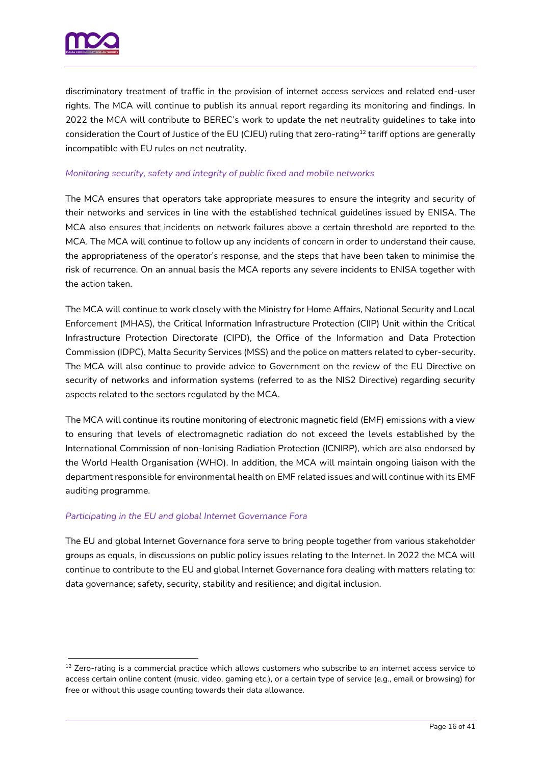discriminatory treatment of traffic in the provision of internet access services and related end-user rights. The MCA will continue to publish its annual report regarding its monitoring and findings. In 2022 the MCA will contribute to BEREC's work to update the net neutrality guidelines to take into consideration the Court of Justice of the EU (CJEU) ruling that zero-rating[12] tariff options are generally incompatible with EU rules on net neutrality.

*Monitoring security, safety and integrity of public fixed and mobile networks*

The MCA ensures that operators take appropriate measures to ensure the integrity and security of their networks and services in line with the established technical guidelines issued by ENISA. The MCA also ensures that incidents on network failures above a certain threshold are reported to the MCA. The MCA will continue to follow up any incidents of concern in order to understand their cause, the appropriateness of the operator's response, and the steps that have been taken to minimise the risk of recurrence. On an annual basis the MCA reports any severe incidents to ENISA together with the action taken.

The MCA will continue to work closely with the Ministry for Home Affairs, National Security and Local Enforcement (MHAS), the Critical Information Infrastructure Protection (CIIP) Unit within the Critical Infrastructure Protection Directorate (CIPD), the Office of the Information and Data Protection Commission (IDPC), Malta Security Services (MSS) and the police on matters related to cyber-security. The MCA will also continue to provide advice to Government on the review of the EU Directive on security of networks and information systems (referred to as the NIS2 Directive) regarding security aspects related to the sectors regulated by the MCA.

The MCA will continue its routine monitoring of electronic magnetic field (EMF) emissions with a view to ensuring that levels of electromagnetic radiation do not exceed the levels established by the International Commission of non-Ionising Radiation Protection (ICNIRP), which are also endorsed by the World Health Organisation (WHO). In addition, the MCA will maintain ongoing liaison with the department responsible for environmental health on EMF related issues and will continue with its EMF auditing programme.

*Participating in the EU and global Internet Governance Fora*

The EU and global Internet Governance fora serve to bring people together from various stakeholder groups as equals, in discussions on public policy issues relating to the Internet. In 2022 the MCA will continue to contribute to the EU and global Internet Governance fora dealing with matters relating to: data governance; safety, security, stability and resilience; and digital inclusion.

[12] Zero-rating is a commercial practice which allows customers who subscribe to an internet access service to access certain online content (music, video, gaming etc.), or a certain type of service (e.g., email or browsing) for free or without this usage counting towards their data allowance.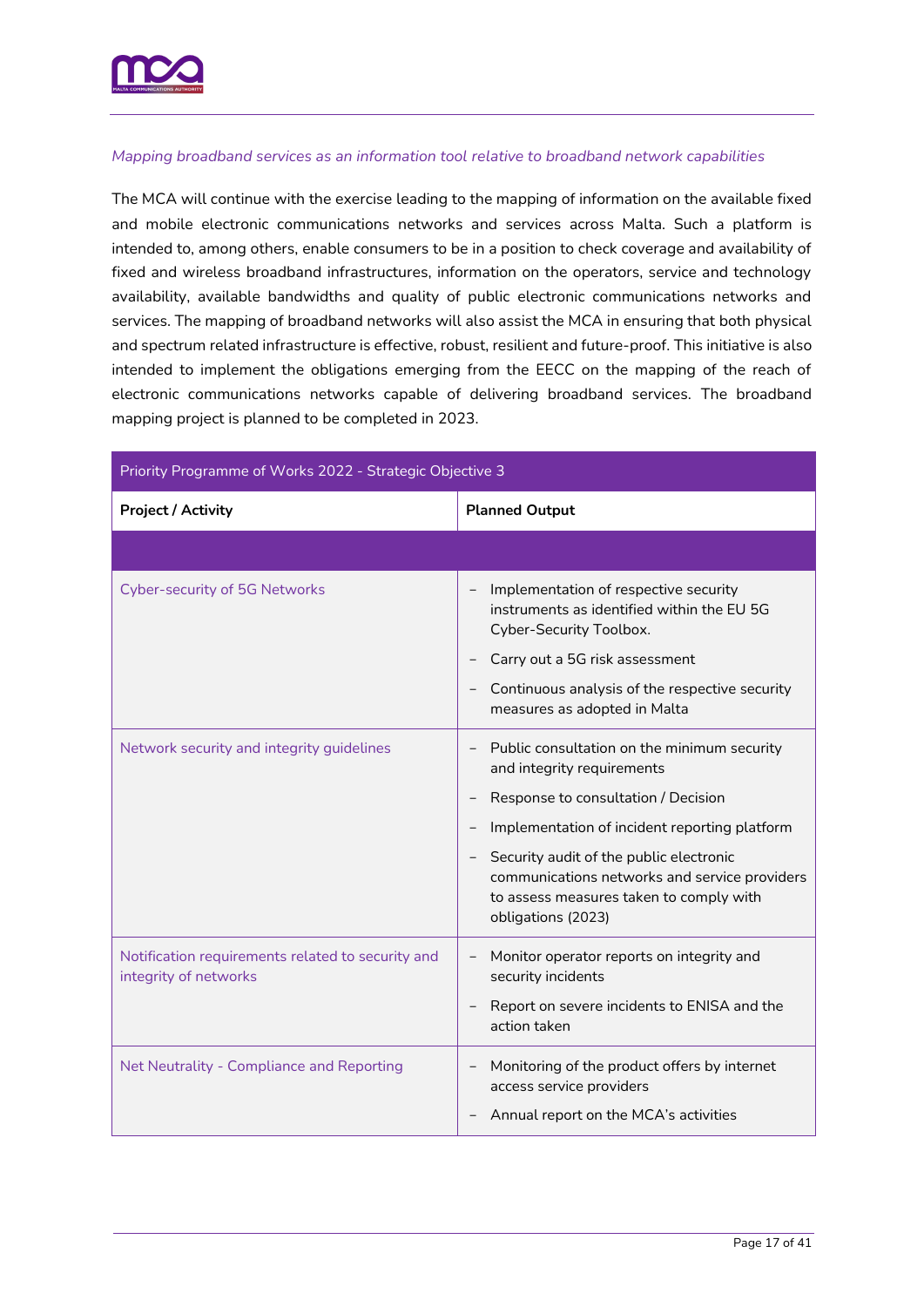*Mapping broadband services as an information tool relative to broadband network capabilities*

The MCA will continue with the exercise leading to the mapping of information on the available fixed and mobile electronic communications networks and services across Malta. Such a platform is intended to, among others, enable consumers to be in a position to check coverage and availability of fixed and wireless broadband infrastructures, information on the operators, service and technology availability, available bandwidths and quality of public electronic communications networks and services. The mapping of broadband networks will also assist the MCA in ensuring that both physical and spectrum related infrastructure is effective, robust, resilient and future-proof. This initiative is also intended to implement the obligations emerging from the EECC on the mapping of the reach of electronic communications networks capable of delivering broadband services. The broadband mapping project is planned to be completed in 2023.

| Priority Programme of Works 2022 - Strategic Objective 3 | |
|---|---|
| **Project / Activity** | **Planned Output** |
| | |
| Cyber-security of 5G Networks | – Implementation of respective security instruments as identified within the EU 5G Cyber-Security Toolbox.<br>– Carry out a 5G risk assessment<br>– Continuous analysis of the respective security measures as adopted in Malta |
| Network security and integrity guidelines | – Public consultation on the minimum security and integrity requirements<br>– Response to consultation / Decision<br>– Implementation of incident reporting platform<br>– Security audit of the public electronic communications networks and service providers to assess measures taken to comply with obligations (2023) |
| Notification requirements related to security and integrity of networks | – Monitor operator reports on integrity and security incidents<br>– Report on severe incidents to ENISA and the action taken |
| Net Neutrality - Compliance and Reporting | – Monitoring of the product offers by internet access service providers<br>– Annual report on the MCA's activities |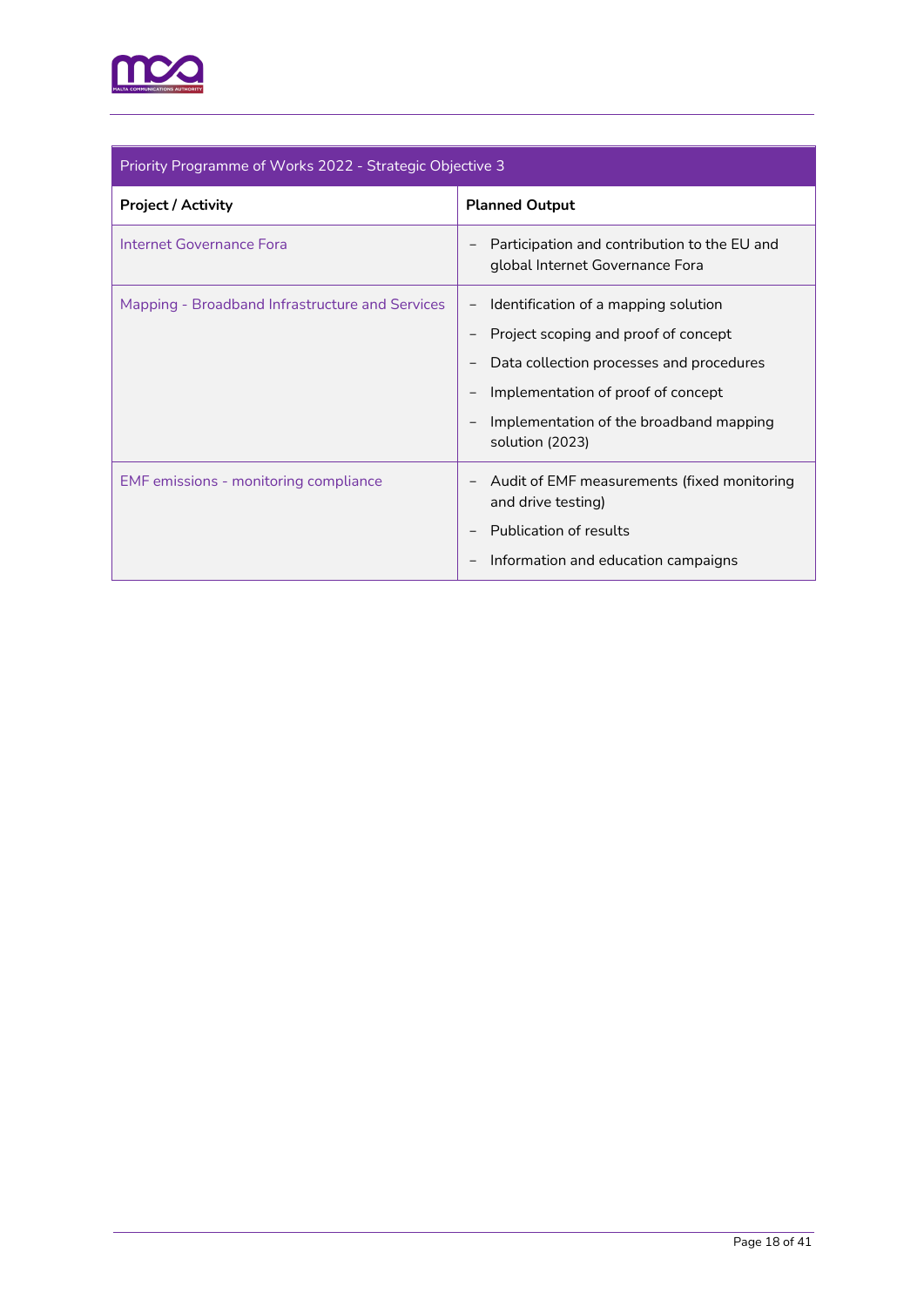| Priority Programme of Works 2022 - Strategic Objective 3 | |
|---|---|
| **Project / Activity** | **Planned Output** |
| Internet Governance Fora | – Participation and contribution to the EU and global Internet Governance Fora |
| Mapping - Broadband Infrastructure and Services | – Identification of a mapping solution<br>– Project scoping and proof of concept<br>– Data collection processes and procedures<br>– Implementation of proof of concept<br>– Implementation of the broadband mapping solution (2023) |
| EMF emissions - monitoring compliance | – Audit of EMF measurements (fixed monitoring and drive testing)<br>– Publication of results<br>– Information and education campaigns |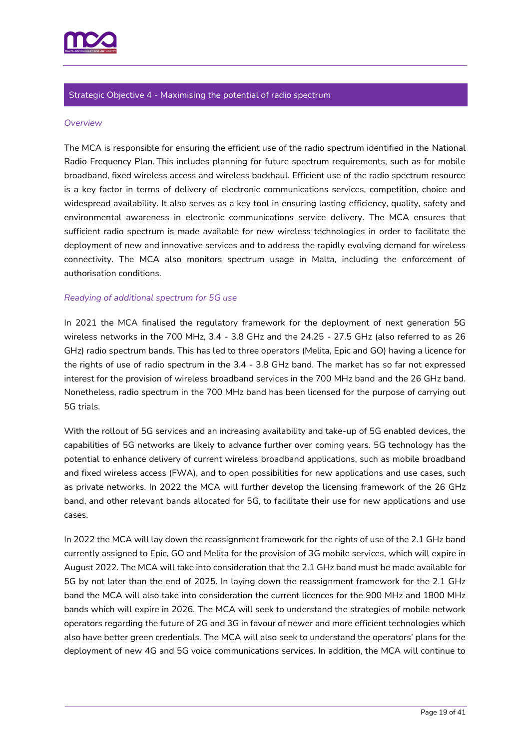## Strategic Objective 4 - Maximising the potential of radio spectrum

### *Overview*

The MCA is responsible for ensuring the efficient use of the radio spectrum identified in the National Radio Frequency Plan. This includes planning for future spectrum requirements, such as for mobile broadband, fixed wireless access and wireless backhaul. Efficient use of the radio spectrum resource is a key factor in terms of delivery of electronic communications services, competition, choice and widespread availability. It also serves as a key tool in ensuring lasting efficiency, quality, safety and environmental awareness in electronic communications service delivery. The MCA ensures that sufficient radio spectrum is made available for new wireless technologies in order to facilitate the deployment of new and innovative services and to address the rapidly evolving demand for wireless connectivity. The MCA also monitors spectrum usage in Malta, including the enforcement of authorisation conditions.

### *Readying of additional spectrum for 5G use*

In 2021 the MCA finalised the regulatory framework for the deployment of next generation 5G wireless networks in the 700 MHz, 3.4 - 3.8 GHz and the 24.25 - 27.5 GHz (also referred to as 26 GHz) radio spectrum bands. This has led to three operators (Melita, Epic and GO) having a licence for the rights of use of radio spectrum in the 3.4 - 3.8 GHz band. The market has so far not expressed interest for the provision of wireless broadband services in the 700 MHz band and the 26 GHz band. Nonetheless, radio spectrum in the 700 MHz band has been licensed for the purpose of carrying out 5G trials.

With the rollout of 5G services and an increasing availability and take-up of 5G enabled devices, the capabilities of 5G networks are likely to advance further over coming years. 5G technology has the potential to enhance delivery of current wireless broadband applications, such as mobile broadband and fixed wireless access (FWA), and to open possibilities for new applications and use cases, such as private networks. In 2022 the MCA will further develop the licensing framework of the 26 GHz band, and other relevant bands allocated for 5G, to facilitate their use for new applications and use cases.

In 2022 the MCA will lay down the reassignment framework for the rights of use of the 2.1 GHz band currently assigned to Epic, GO and Melita for the provision of 3G mobile services, which will expire in August 2022. The MCA will take into consideration that the 2.1 GHz band must be made available for 5G by not later than the end of 2025. In laying down the reassignment framework for the 2.1 GHz band the MCA will also take into consideration the current licences for the 900 MHz and 1800 MHz bands which will expire in 2026. The MCA will seek to understand the strategies of mobile network operators regarding the future of 2G and 3G in favour of newer and more efficient technologies which also have better green credentials. The MCA will also seek to understand the operators' plans for the deployment of new 4G and 5G voice communications services. In addition, the MCA will continue to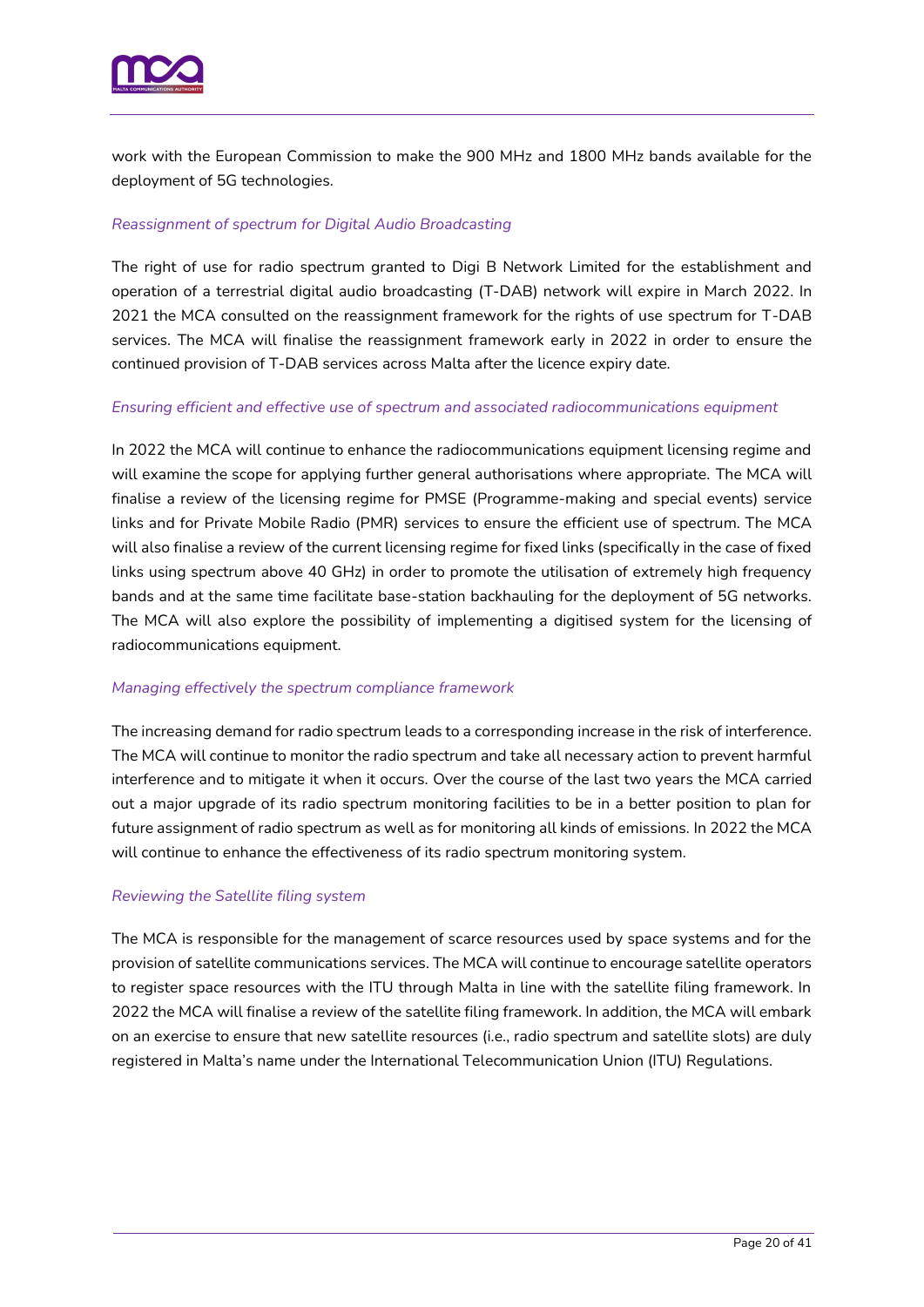work with the European Commission to make the 900 MHz and 1800 MHz bands available for the deployment of 5G technologies.

*Reassignment of spectrum for Digital Audio Broadcasting*

The right of use for radio spectrum granted to Digi B Network Limited for the establishment and operation of a terrestrial digital audio broadcasting (T-DAB) network will expire in March 2022. In 2021 the MCA consulted on the reassignment framework for the rights of use spectrum for T-DAB services. The MCA will finalise the reassignment framework early in 2022 in order to ensure the continued provision of T-DAB services across Malta after the licence expiry date.

*Ensuring efficient and effective use of spectrum and associated radiocommunications equipment*

In 2022 the MCA will continue to enhance the radiocommunications equipment licensing regime and will examine the scope for applying further general authorisations where appropriate. The MCA will finalise a review of the licensing regime for PMSE (Programme-making and special events) service links and for Private Mobile Radio (PMR) services to ensure the efficient use of spectrum. The MCA will also finalise a review of the current licensing regime for fixed links (specifically in the case of fixed links using spectrum above 40 GHz) in order to promote the utilisation of extremely high frequency bands and at the same time facilitate base-station backhauling for the deployment of 5G networks. The MCA will also explore the possibility of implementing a digitised system for the licensing of radiocommunications equipment.

*Managing effectively the spectrum compliance framework*

The increasing demand for radio spectrum leads to a corresponding increase in the risk of interference. The MCA will continue to monitor the radio spectrum and take all necessary action to prevent harmful interference and to mitigate it when it occurs. Over the course of the last two years the MCA carried out a major upgrade of its radio spectrum monitoring facilities to be in a better position to plan for future assignment of radio spectrum as well as for monitoring all kinds of emissions. In 2022 the MCA will continue to enhance the effectiveness of its radio spectrum monitoring system.

*Reviewing the Satellite filing system*

The MCA is responsible for the management of scarce resources used by space systems and for the provision of satellite communications services. The MCA will continue to encourage satellite operators to register space resources with the ITU through Malta in line with the satellite filing framework. In 2022 the MCA will finalise a review of the satellite filing framework. In addition, the MCA will embark on an exercise to ensure that new satellite resources (i.e., radio spectrum and satellite slots) are duly registered in Malta's name under the International Telecommunication Union (ITU) Regulations.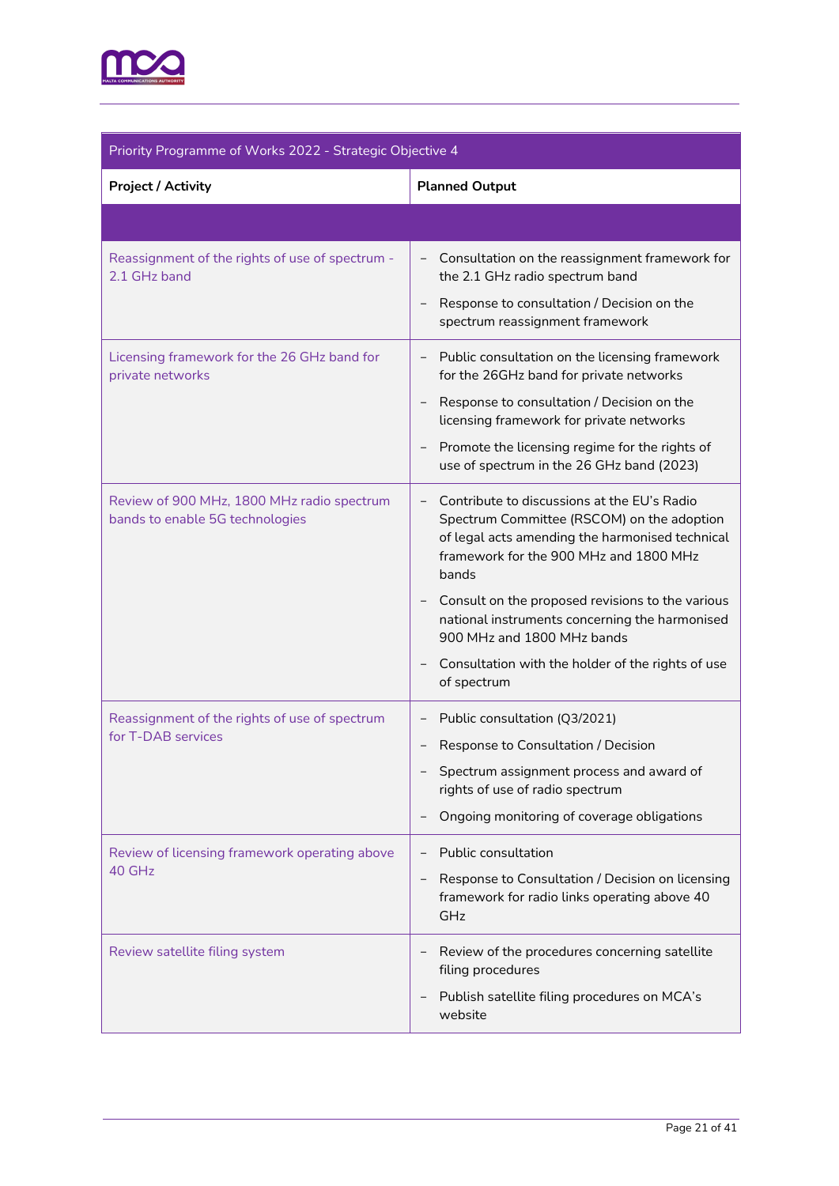| Priority Programme of Works 2022 - Strategic Objective 4 | |
|---|---|
| **Project / Activity** | **Planned Output** |
| | |
| Reassignment of the rights of use of spectrum - 2.1 GHz band | – Consultation on the reassignment framework for the 2.1 GHz radio spectrum band<br>– Response to consultation / Decision on the spectrum reassignment framework |
| Licensing framework for the 26 GHz band for private networks | – Public consultation on the licensing framework for the 26GHz band for private networks<br>– Response to consultation / Decision on the licensing framework for private networks<br>– Promote the licensing regime for the rights of use of spectrum in the 26 GHz band (2023) |
| Review of 900 MHz, 1800 MHz radio spectrum bands to enable 5G technologies | – Contribute to discussions at the EU's Radio Spectrum Committee (RSCOM) on the adoption of legal acts amending the harmonised technical framework for the 900 MHz and 1800 MHz bands<br>– Consult on the proposed revisions to the various national instruments concerning the harmonised 900 MHz and 1800 MHz bands<br>– Consultation with the holder of the rights of use of spectrum |
| Reassignment of the rights of use of spectrum for T-DAB services | – Public consultation (Q3/2021)<br>– Response to Consultation / Decision<br>– Spectrum assignment process and award of rights of use of radio spectrum<br>– Ongoing monitoring of coverage obligations |
| Review of licensing framework operating above 40 GHz | – Public consultation<br>– Response to Consultation / Decision on licensing framework for radio links operating above 40 GHz |
| Review satellite filing system | – Review of the procedures concerning satellite filing procedures<br>– Publish satellite filing procedures on MCA's website |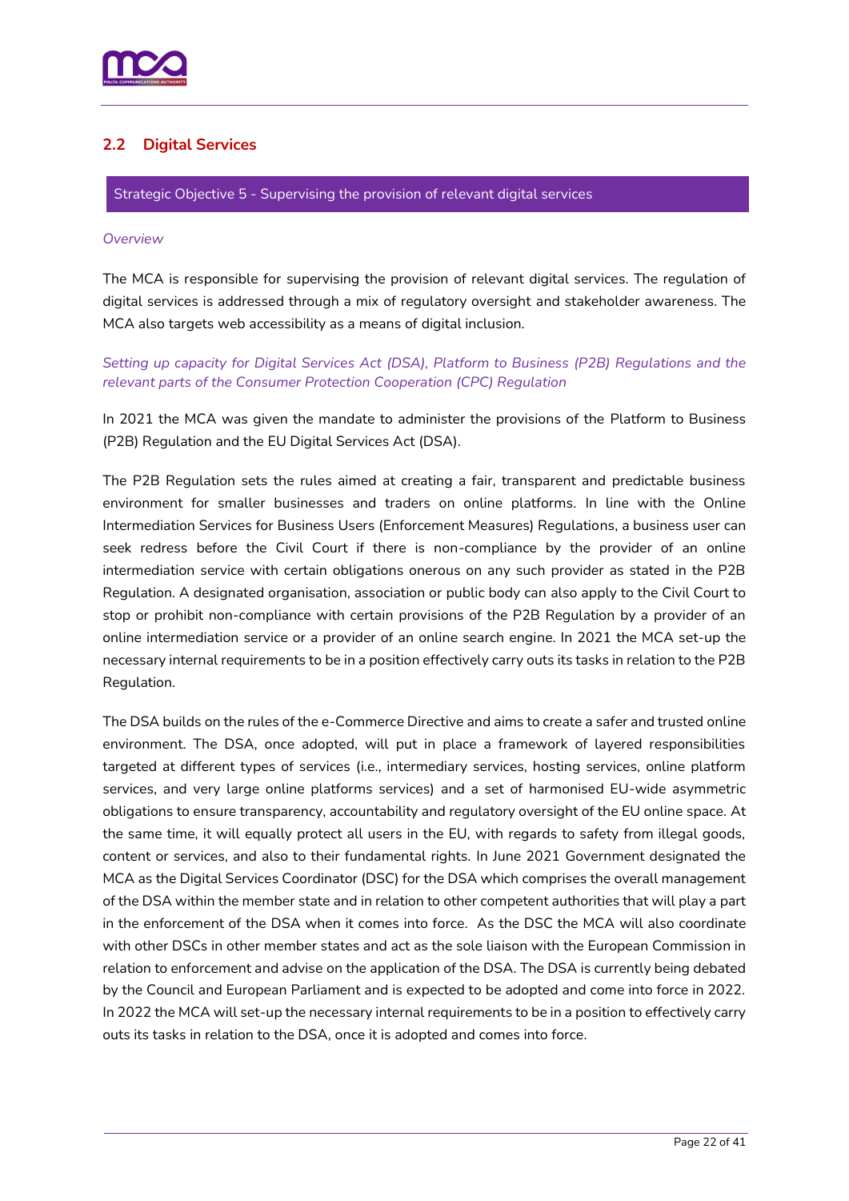## 2.2 Digital Services

**Strategic Objective 5 - Supervising the provision of relevant digital services**

*Overview*

The MCA is responsible for supervising the provision of relevant digital services. The regulation of digital services is addressed through a mix of regulatory oversight and stakeholder awareness. The MCA also targets web accessibility as a means of digital inclusion.

*Setting up capacity for Digital Services Act (DSA), Platform to Business (P2B) Regulations and the relevant parts of the Consumer Protection Cooperation (CPC) Regulation*

In 2021 the MCA was given the mandate to administer the provisions of the Platform to Business (P2B) Regulation and the EU Digital Services Act (DSA).

The P2B Regulation sets the rules aimed at creating a fair, transparent and predictable business environment for smaller businesses and traders on online platforms. In line with the Online Intermediation Services for Business Users (Enforcement Measures) Regulations, a business user can seek redress before the Civil Court if there is non-compliance by the provider of an online intermediation service with certain obligations onerous on any such provider as stated in the P2B Regulation. A designated organisation, association or public body can also apply to the Civil Court to stop or prohibit non-compliance with certain provisions of the P2B Regulation by a provider of an online intermediation service or a provider of an online search engine. In 2021 the MCA set-up the necessary internal requirements to be in a position effectively carry outs its tasks in relation to the P2B Regulation.

The DSA builds on the rules of the e-Commerce Directive and aims to create a safer and trusted online environment. The DSA, once adopted, will put in place a framework of layered responsibilities targeted at different types of services (i.e., intermediary services, hosting services, online platform services, and very large online platforms services) and a set of harmonised EU-wide asymmetric obligations to ensure transparency, accountability and regulatory oversight of the EU online space. At the same time, it will equally protect all users in the EU, with regards to safety from illegal goods, content or services, and also to their fundamental rights. In June 2021 Government designated the MCA as the Digital Services Coordinator (DSC) for the DSA which comprises the overall management of the DSA within the member state and in relation to other competent authorities that will play a part in the enforcement of the DSA when it comes into force. As the DSC the MCA will also coordinate with other DSCs in other member states and act as the sole liaison with the European Commission in relation to enforcement and advise on the application of the DSA. The DSA is currently being debated by the Council and European Parliament and is expected to be adopted and come into force in 2022. In 2022 the MCA will set-up the necessary internal requirements to be in a position to effectively carry outs its tasks in relation to the DSA, once it is adopted and comes into force.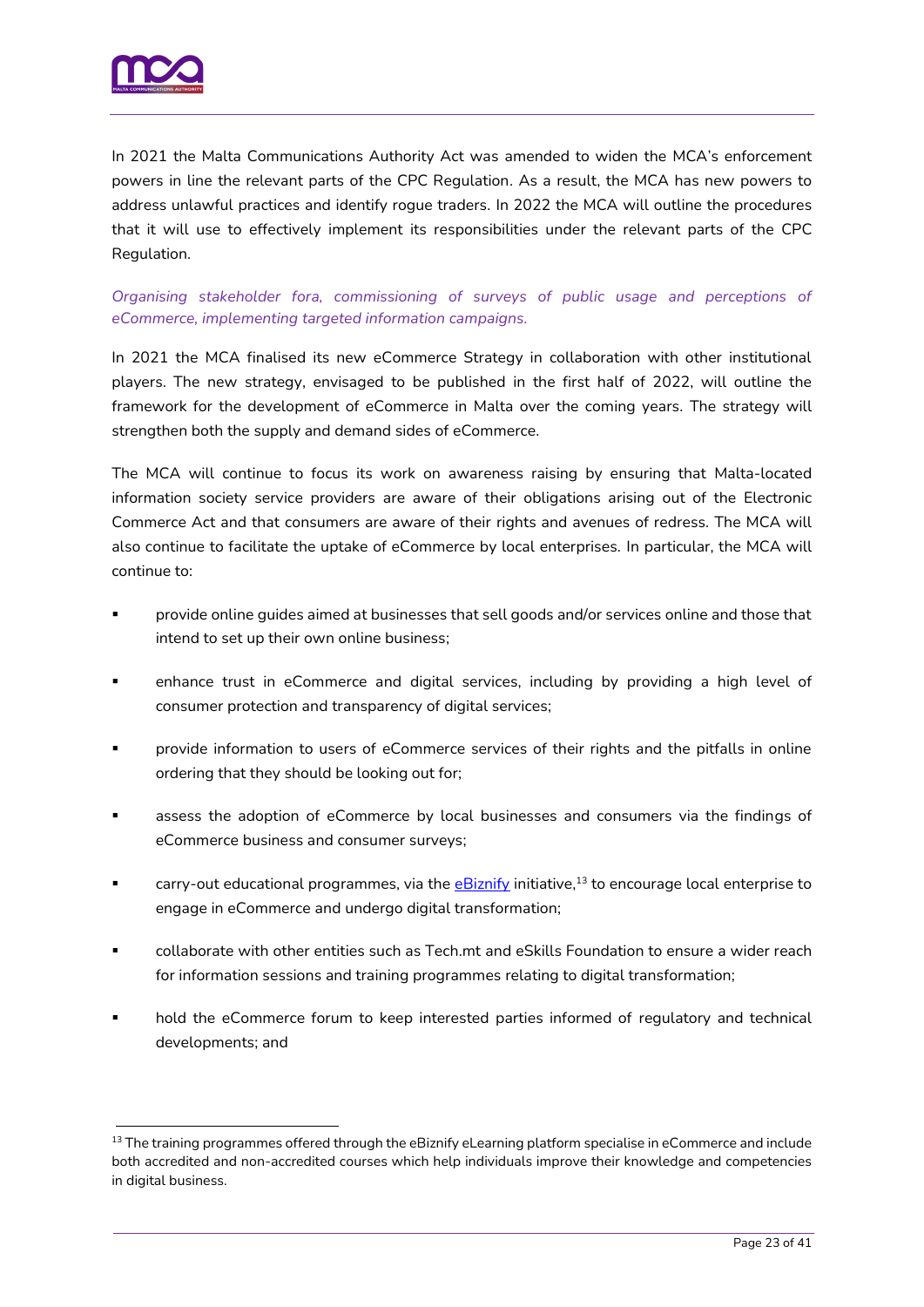In 2021 the Malta Communications Authority Act was amended to widen the MCA's enforcement powers in line the relevant parts of the CPC Regulation. As a result, the MCA has new powers to address unlawful practices and identify rogue traders. In 2022 the MCA will outline the procedures that it will use to effectively implement its responsibilities under the relevant parts of the CPC Regulation.

*Organising stakeholder fora, commissioning of surveys of public usage and perceptions of eCommerce, implementing targeted information campaigns.*

In 2021 the MCA finalised its new eCommerce Strategy in collaboration with other institutional players. The new strategy, envisaged to be published in the first half of 2022, will outline the framework for the development of eCommerce in Malta over the coming years. The strategy will strengthen both the supply and demand sides of eCommerce.

The MCA will continue to focus its work on awareness raising by ensuring that Malta-located information society service providers are aware of their obligations arising out of the Electronic Commerce Act and that consumers are aware of their rights and avenues of redress. The MCA will also continue to facilitate the uptake of eCommerce by local enterprises. In particular, the MCA will continue to:

- provide online guides aimed at businesses that sell goods and/or services online and those that intend to set up their own online business;
- enhance trust in eCommerce and digital services, including by providing a high level of consumer protection and transparency of digital services;
- provide information to users of eCommerce services of their rights and the pitfalls in online ordering that they should be looking out for;
- assess the adoption of eCommerce by local businesses and consumers via the findings of eCommerce business and consumer surveys;
- carry-out educational programmes, via the eBiznify initiative,[13] to encourage local enterprise to engage in eCommerce and undergo digital transformation;
- collaborate with other entities such as Tech.mt and eSkills Foundation to ensure a wider reach for information sessions and training programmes relating to digital transformation;
- hold the eCommerce forum to keep interested parties informed of regulatory and technical developments; and

[13] The training programmes offered through the eBiznify eLearning platform specialise in eCommerce and include both accredited and non-accredited courses which help individuals improve their knowledge and competencies in digital business.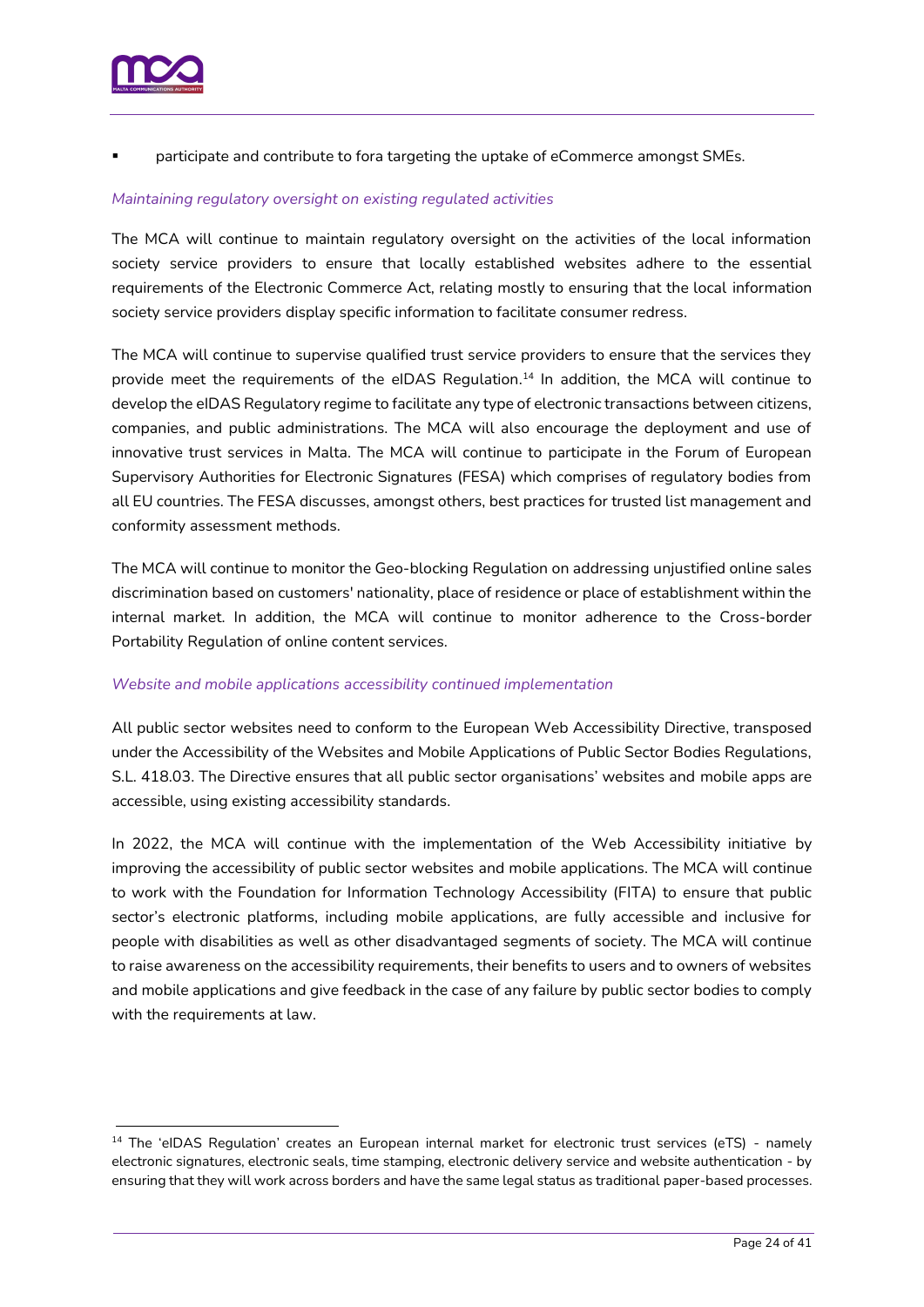- participate and contribute to fora targeting the uptake of eCommerce amongst SMEs.

*Maintaining regulatory oversight on existing regulated activities*

The MCA will continue to maintain regulatory oversight on the activities of the local information society service providers to ensure that locally established websites adhere to the essential requirements of the Electronic Commerce Act, relating mostly to ensuring that the local information society service providers display specific information to facilitate consumer redress.

The MCA will continue to supervise qualified trust service providers to ensure that the services they provide meet the requirements of the eIDAS Regulation.[14] In addition, the MCA will continue to develop the eIDAS Regulatory regime to facilitate any type of electronic transactions between citizens, companies, and public administrations. The MCA will also encourage the deployment and use of innovative trust services in Malta. The MCA will continue to participate in the Forum of European Supervisory Authorities for Electronic Signatures (FESA) which comprises of regulatory bodies from all EU countries. The FESA discusses, amongst others, best practices for trusted list management and conformity assessment methods.

The MCA will continue to monitor the Geo-blocking Regulation on addressing unjustified online sales discrimination based on customers' nationality, place of residence or place of establishment within the internal market. In addition, the MCA will continue to monitor adherence to the Cross-border Portability Regulation of online content services.

*Website and mobile applications accessibility continued implementation*

All public sector websites need to conform to the European Web Accessibility Directive, transposed under the Accessibility of the Websites and Mobile Applications of Public Sector Bodies Regulations, S.L. 418.03. The Directive ensures that all public sector organisations' websites and mobile apps are accessible, using existing accessibility standards.

In 2022, the MCA will continue with the implementation of the Web Accessibility initiative by improving the accessibility of public sector websites and mobile applications. The MCA will continue to work with the Foundation for Information Technology Accessibility (FITA) to ensure that public sector's electronic platforms, including mobile applications, are fully accessible and inclusive for people with disabilities as well as other disadvantaged segments of society. The MCA will continue to raise awareness on the accessibility requirements, their benefits to users and to owners of websites and mobile applications and give feedback in the case of any failure by public sector bodies to comply with the requirements at law.

---

[14] The 'eIDAS Regulation' creates an European internal market for electronic trust services (eTS) - namely electronic signatures, electronic seals, time stamping, electronic delivery service and website authentication - by ensuring that they will work across borders and have the same legal status as traditional paper-based processes.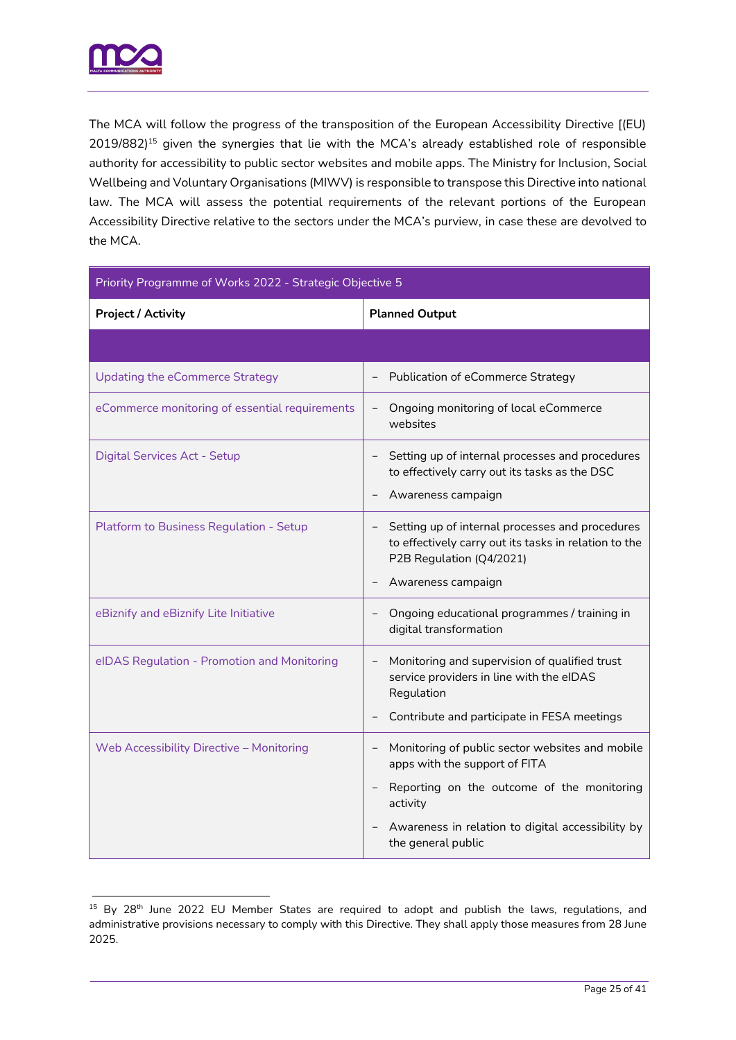The MCA will follow the progress of the transposition of the European Accessibility Directive [(EU) 2019/882)[15] given the synergies that lie with the MCA's already established role of responsible authority for accessibility to public sector websites and mobile apps. The Ministry for Inclusion, Social Wellbeing and Voluntary Organisations (MIWV) is responsible to transpose this Directive into national law. The MCA will assess the potential requirements of the relevant portions of the European Accessibility Directive relative to the sectors under the MCA's purview, in case these are devolved to the MCA.

| Priority Programme of Works 2022 - Strategic Objective 5 | |
|---|---|
| **Project / Activity** | **Planned Output** |
| | |
| Updating the eCommerce Strategy | – Publication of eCommerce Strategy |
| eCommerce monitoring of essential requirements | – Ongoing monitoring of local eCommerce websites |
| Digital Services Act - Setup | – Setting up of internal processes and procedures to effectively carry out its tasks as the DSC<br>– Awareness campaign |
| Platform to Business Regulation - Setup | – Setting up of internal processes and procedures to effectively carry out its tasks in relation to the P2B Regulation (Q4/2021)<br>– Awareness campaign |
| eBiznify and eBiznify Lite Initiative | – Ongoing educational programmes / training in digital transformation |
| eIDAS Regulation - Promotion and Monitoring | – Monitoring and supervision of qualified trust service providers in line with the eIDAS Regulation<br>– Contribute and participate in FESA meetings |
| Web Accessibility Directive – Monitoring | – Monitoring of public sector websites and mobile apps with the support of FITA<br>– Reporting on the outcome of the monitoring activity<br>– Awareness in relation to digital accessibility by the general public |

[15] By 28th June 2022 EU Member States are required to adopt and publish the laws, regulations, and administrative provisions necessary to comply with this Directive. They shall apply those measures from 28 June 2025.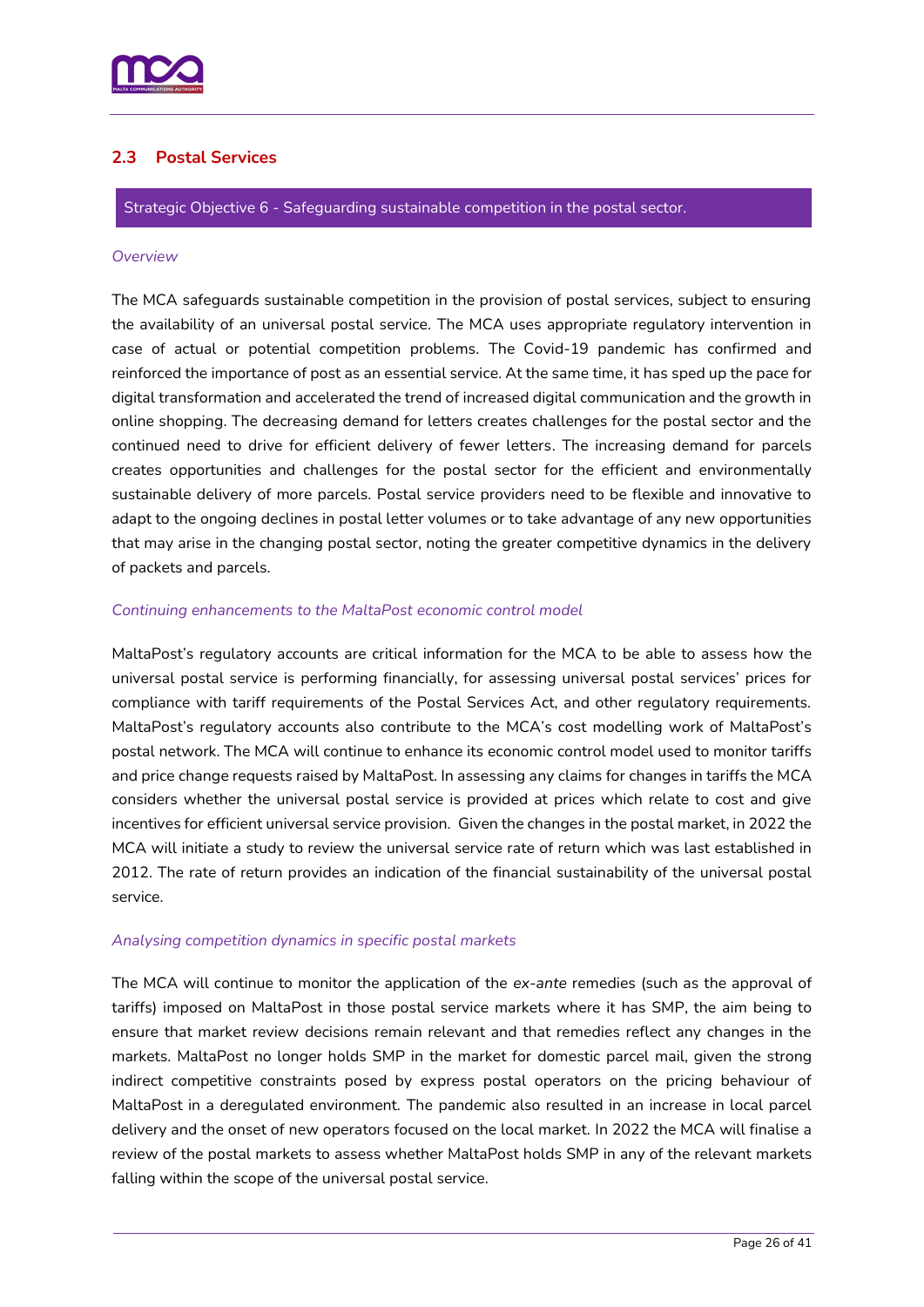## 2.3 Postal Services

**Strategic Objective 6 - Safeguarding sustainable competition in the postal sector.**

*Overview*

The MCA safeguards sustainable competition in the provision of postal services, subject to ensuring the availability of an universal postal service. The MCA uses appropriate regulatory intervention in case of actual or potential competition problems. The Covid-19 pandemic has confirmed and reinforced the importance of post as an essential service. At the same time, it has sped up the pace for digital transformation and accelerated the trend of increased digital communication and the growth in online shopping. The decreasing demand for letters creates challenges for the postal sector and the continued need to drive for efficient delivery of fewer letters. The increasing demand for parcels creates opportunities and challenges for the postal sector for the efficient and environmentally sustainable delivery of more parcels. Postal service providers need to be flexible and innovative to adapt to the ongoing declines in postal letter volumes or to take advantage of any new opportunities that may arise in the changing postal sector, noting the greater competitive dynamics in the delivery of packets and parcels.

*Continuing enhancements to the MaltaPost economic control model*

MaltaPost's regulatory accounts are critical information for the MCA to be able to assess how the universal postal service is performing financially, for assessing universal postal services' prices for compliance with tariff requirements of the Postal Services Act, and other regulatory requirements. MaltaPost's regulatory accounts also contribute to the MCA's cost modelling work of MaltaPost's postal network. The MCA will continue to enhance its economic control model used to monitor tariffs and price change requests raised by MaltaPost. In assessing any claims for changes in tariffs the MCA considers whether the universal postal service is provided at prices which relate to cost and give incentives for efficient universal service provision. Given the changes in the postal market, in 2022 the MCA will initiate a study to review the universal service rate of return which was last established in 2012. The rate of return provides an indication of the financial sustainability of the universal postal service.

*Analysing competition dynamics in specific postal markets*

The MCA will continue to monitor the application of the *ex-ante* remedies (such as the approval of tariffs) imposed on MaltaPost in those postal service markets where it has SMP, the aim being to ensure that market review decisions remain relevant and that remedies reflect any changes in the markets. MaltaPost no longer holds SMP in the market for domestic parcel mail, given the strong indirect competitive constraints posed by express postal operators on the pricing behaviour of MaltaPost in a deregulated environment. The pandemic also resulted in an increase in local parcel delivery and the onset of new operators focused on the local market. In 2022 the MCA will finalise a review of the postal markets to assess whether MaltaPost holds SMP in any of the relevant markets falling within the scope of the universal postal service.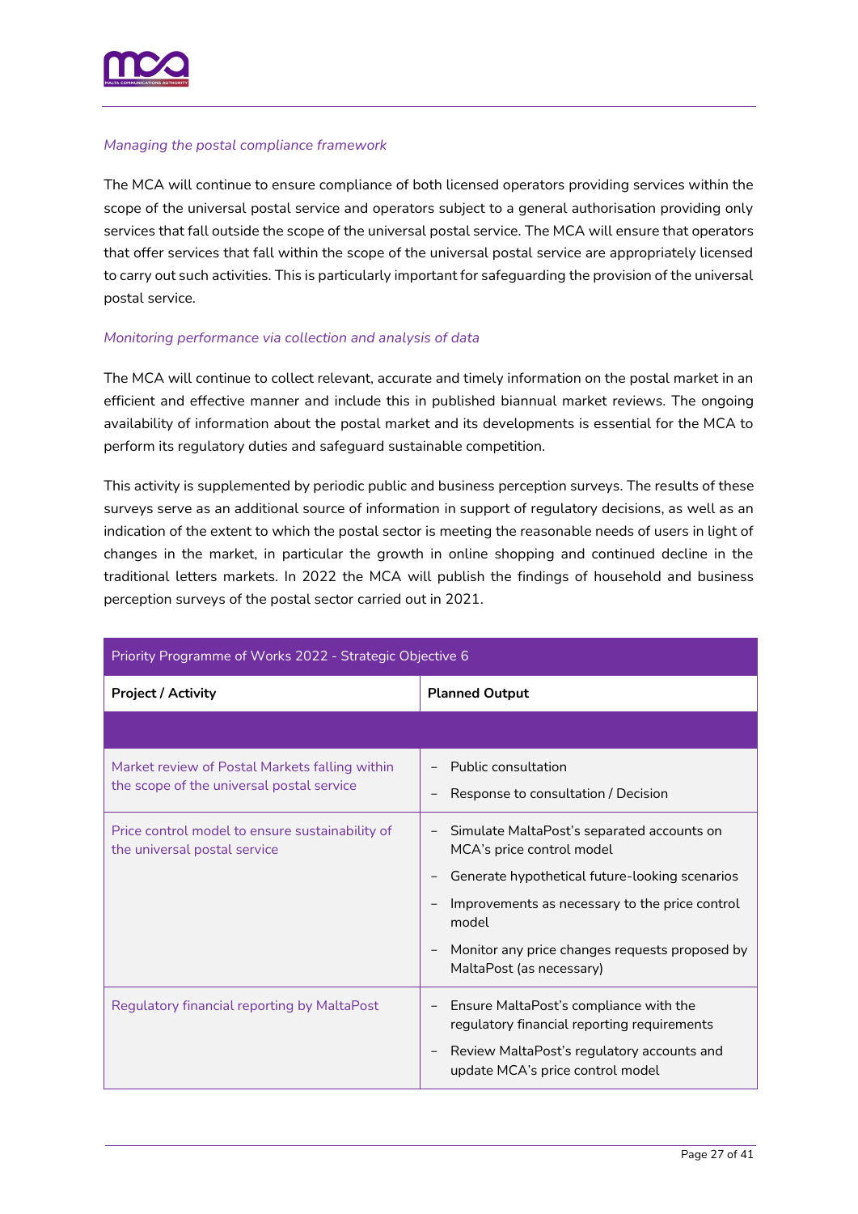*Managing the postal compliance framework*

The MCA will continue to ensure compliance of both licensed operators providing services within the scope of the universal postal service and operators subject to a general authorisation providing only services that fall outside the scope of the universal postal service. The MCA will ensure that operators that offer services that fall within the scope of the universal postal service are appropriately licensed to carry out such activities. This is particularly important for safeguarding the provision of the universal postal service.

*Monitoring performance via collection and analysis of data*

The MCA will continue to collect relevant, accurate and timely information on the postal market in an efficient and effective manner and include this in published biannual market reviews. The ongoing availability of information about the postal market and its developments is essential for the MCA to perform its regulatory duties and safeguard sustainable competition.

This activity is supplemented by periodic public and business perception surveys. The results of these surveys serve as an additional source of information in support of regulatory decisions, as well as an indication of the extent to which the postal sector is meeting the reasonable needs of users in light of changes in the market, in particular the growth in online shopping and continued decline in the traditional letters markets. In 2022 the MCA will publish the findings of household and business perception surveys of the postal sector carried out in 2021.

| Priority Programme of Works 2022 - Strategic Objective 6 | |
|---|---|
| **Project / Activity** | **Planned Output** |
| | |
| Market review of Postal Markets falling within the scope of the universal postal service | – Public consultation<br>– Response to consultation / Decision |
| Price control model to ensure sustainability of the universal postal service | – Simulate MaltaPost's separated accounts on MCA's price control model<br>– Generate hypothetical future-looking scenarios<br>– Improvements as necessary to the price control model<br>– Monitor any price changes requests proposed by MaltaPost (as necessary) |
| Regulatory financial reporting by MaltaPost | – Ensure MaltaPost's compliance with the regulatory financial reporting requirements<br>– Review MaltaPost's regulatory accounts and update MCA's price control model |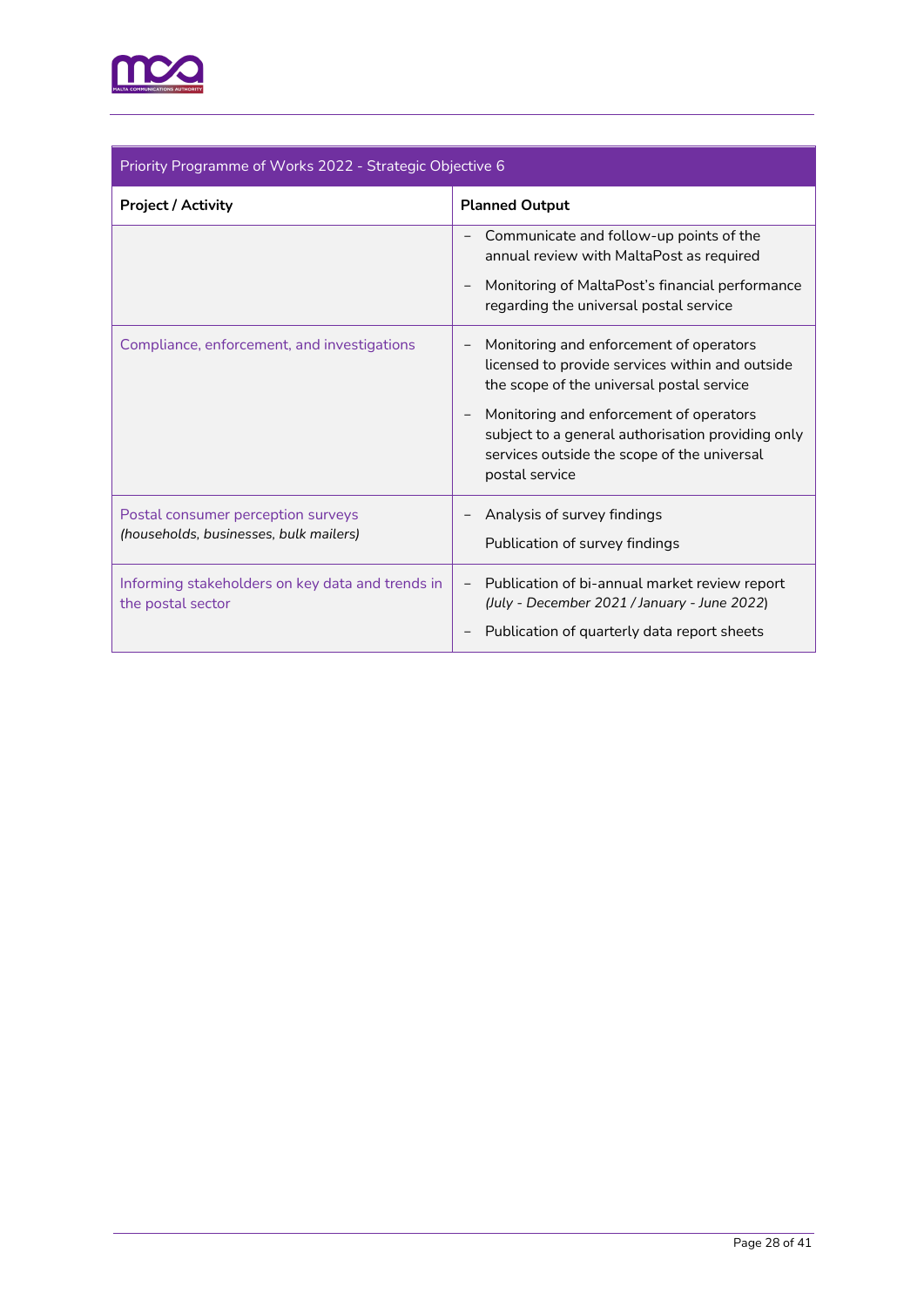| Priority Programme of Works 2022 - Strategic Objective 6 | |
|---|---|
| **Project / Activity** | **Planned Output** |
| | – Communicate and follow-up points of the annual review with MaltaPost as required<br>– Monitoring of MaltaPost's financial performance regarding the universal postal service |
| Compliance, enforcement, and investigations | – Monitoring and enforcement of operators licensed to provide services within and outside the scope of the universal postal service<br>– Monitoring and enforcement of operators subject to a general authorisation providing only services outside the scope of the universal postal service |
| Postal consumer perception surveys *(households, businesses, bulk mailers)* | – Analysis of survey findings<br>Publication of survey findings |
| Informing stakeholders on key data and trends in the postal sector | – Publication of bi-annual market review report *(July - December 2021 / January - June 2022)*<br>– Publication of quarterly data report sheets |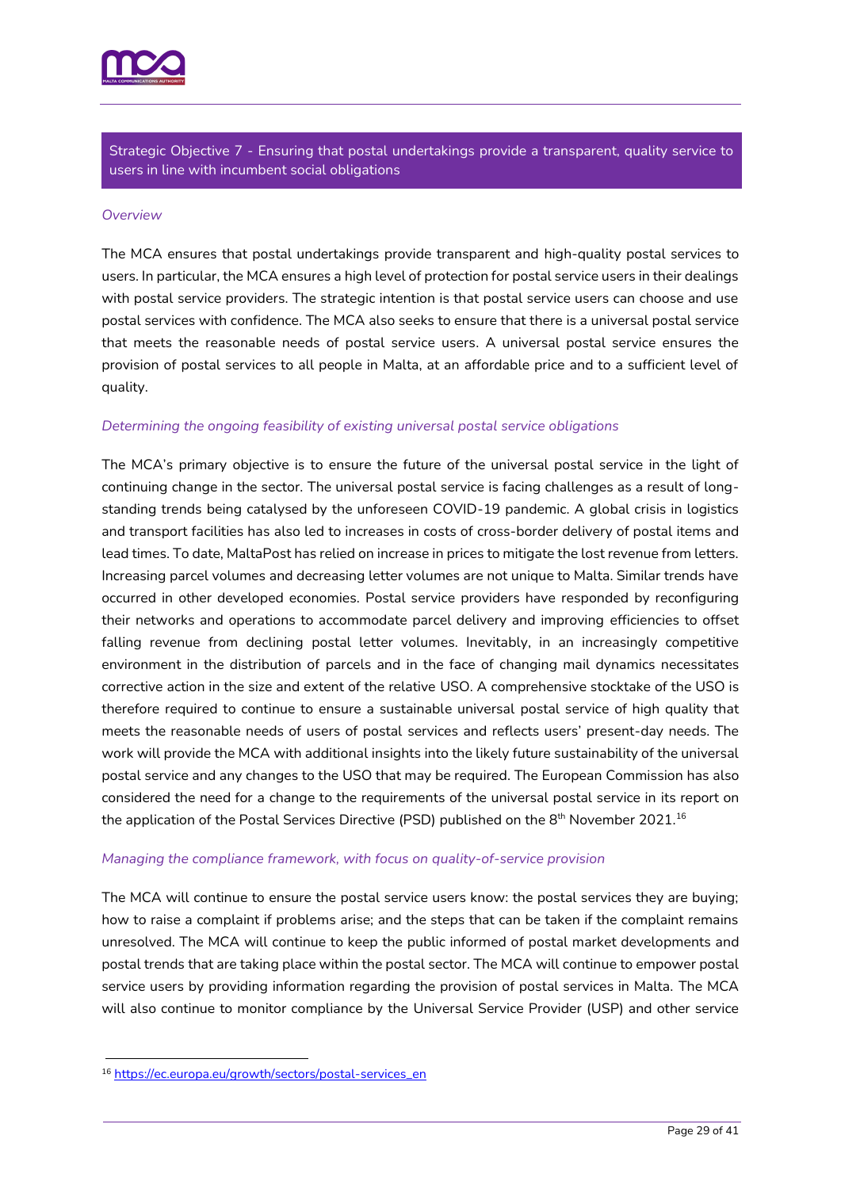## Strategic Objective 7 - Ensuring that postal undertakings provide a transparent, quality service to users in line with incumbent social obligations

*Overview*

The MCA ensures that postal undertakings provide transparent and high-quality postal services to users. In particular, the MCA ensures a high level of protection for postal service users in their dealings with postal service providers. The strategic intention is that postal service users can choose and use postal services with confidence. The MCA also seeks to ensure that there is a universal postal service that meets the reasonable needs of postal service users. A universal postal service ensures the provision of postal services to all people in Malta, at an affordable price and to a sufficient level of quality.

*Determining the ongoing feasibility of existing universal postal service obligations*

The MCA's primary objective is to ensure the future of the universal postal service in the light of continuing change in the sector. The universal postal service is facing challenges as a result of long-standing trends being catalysed by the unforeseen COVID-19 pandemic. A global crisis in logistics and transport facilities has also led to increases in costs of cross-border delivery of postal items and lead times. To date, MaltaPost has relied on increase in prices to mitigate the lost revenue from letters. Increasing parcel volumes and decreasing letter volumes are not unique to Malta. Similar trends have occurred in other developed economies. Postal service providers have responded by reconfiguring their networks and operations to accommodate parcel delivery and improving efficiencies to offset falling revenue from declining postal letter volumes. Inevitably, in an increasingly competitive environment in the distribution of parcels and in the face of changing mail dynamics necessitates corrective action in the size and extent of the relative USO. A comprehensive stocktake of the USO is therefore required to continue to ensure a sustainable universal postal service of high quality that meets the reasonable needs of users of postal services and reflects users' present-day needs. The work will provide the MCA with additional insights into the likely future sustainability of the universal postal service and any changes to the USO that may be required. The European Commission has also considered the need for a change to the requirements of the universal postal service in its report on the application of the Postal Services Directive (PSD) published on the 8th November 2021.[16]

*Managing the compliance framework, with focus on quality-of-service provision*

The MCA will continue to ensure the postal service users know: the postal services they are buying; how to raise a complaint if problems arise; and the steps that can be taken if the complaint remains unresolved. The MCA will continue to keep the public informed of postal market developments and postal trends that are taking place within the postal sector. The MCA will continue to empower postal service users by providing information regarding the provision of postal services in Malta. The MCA will also continue to monitor compliance by the Universal Service Provider (USP) and other service

---

[16] https://ec.europa.eu/growth/sectors/postal-services_en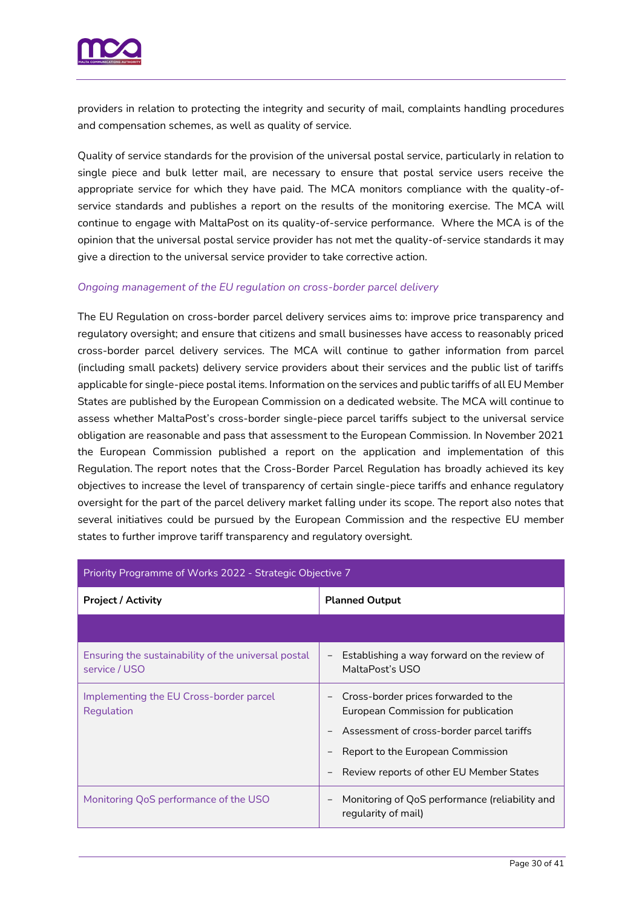providers in relation to protecting the integrity and security of mail, complaints handling procedures and compensation schemes, as well as quality of service.

Quality of service standards for the provision of the universal postal service, particularly in relation to single piece and bulk letter mail, are necessary to ensure that postal service users receive the appropriate service for which they have paid. The MCA monitors compliance with the quality-of-service standards and publishes a report on the results of the monitoring exercise. The MCA will continue to engage with MaltaPost on its quality-of-service performance. Where the MCA is of the opinion that the universal postal service provider has not met the quality-of-service standards it may give a direction to the universal service provider to take corrective action.

*Ongoing management of the EU regulation on cross-border parcel delivery*

The EU Regulation on cross-border parcel delivery services aims to: improve price transparency and regulatory oversight; and ensure that citizens and small businesses have access to reasonably priced cross-border parcel delivery services. The MCA will continue to gather information from parcel (including small packets) delivery service providers about their services and the public list of tariffs applicable for single-piece postal items. Information on the services and public tariffs of all EU Member States are published by the European Commission on a dedicated website. The MCA will continue to assess whether MaltaPost's cross-border single-piece parcel tariffs subject to the universal service obligation are reasonable and pass that assessment to the European Commission. In November 2021 the European Commission published a report on the application and implementation of this Regulation. The report notes that the Cross-Border Parcel Regulation has broadly achieved its key objectives to increase the level of transparency of certain single-piece tariffs and enhance regulatory oversight for the part of the parcel delivery market falling under its scope. The report also notes that several initiatives could be pursued by the European Commission and the respective EU member states to further improve tariff transparency and regulatory oversight.

| Priority Programme of Works 2022 - Strategic Objective 7 | |
|---|---|
| **Project / Activity** | **Planned Output** |
| | |
| Ensuring the sustainability of the universal postal service / USO | – Establishing a way forward on the review of MaltaPost's USO |
| Implementing the EU Cross-border parcel Regulation | – Cross-border prices forwarded to the European Commission for publication<br>– Assessment of cross-border parcel tariffs<br>– Report to the European Commission<br>– Review reports of other EU Member States |
| Monitoring QoS performance of the USO | – Monitoring of QoS performance (reliability and regularity of mail) |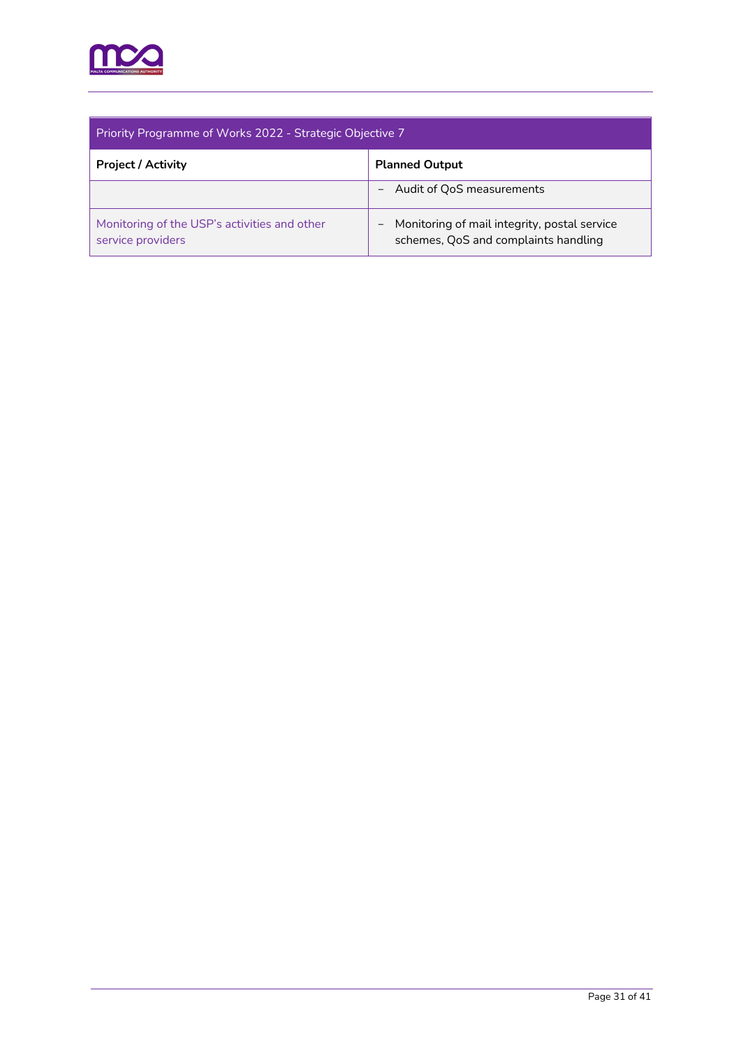| Priority Programme of Works 2022 - Strategic Objective 7 | |
|---|---|
| **Project / Activity** | **Planned Output** |
| | – Audit of QoS measurements |
| Monitoring of the USP's activities and other service providers | – Monitoring of mail integrity, postal service schemes, QoS and complaints handling |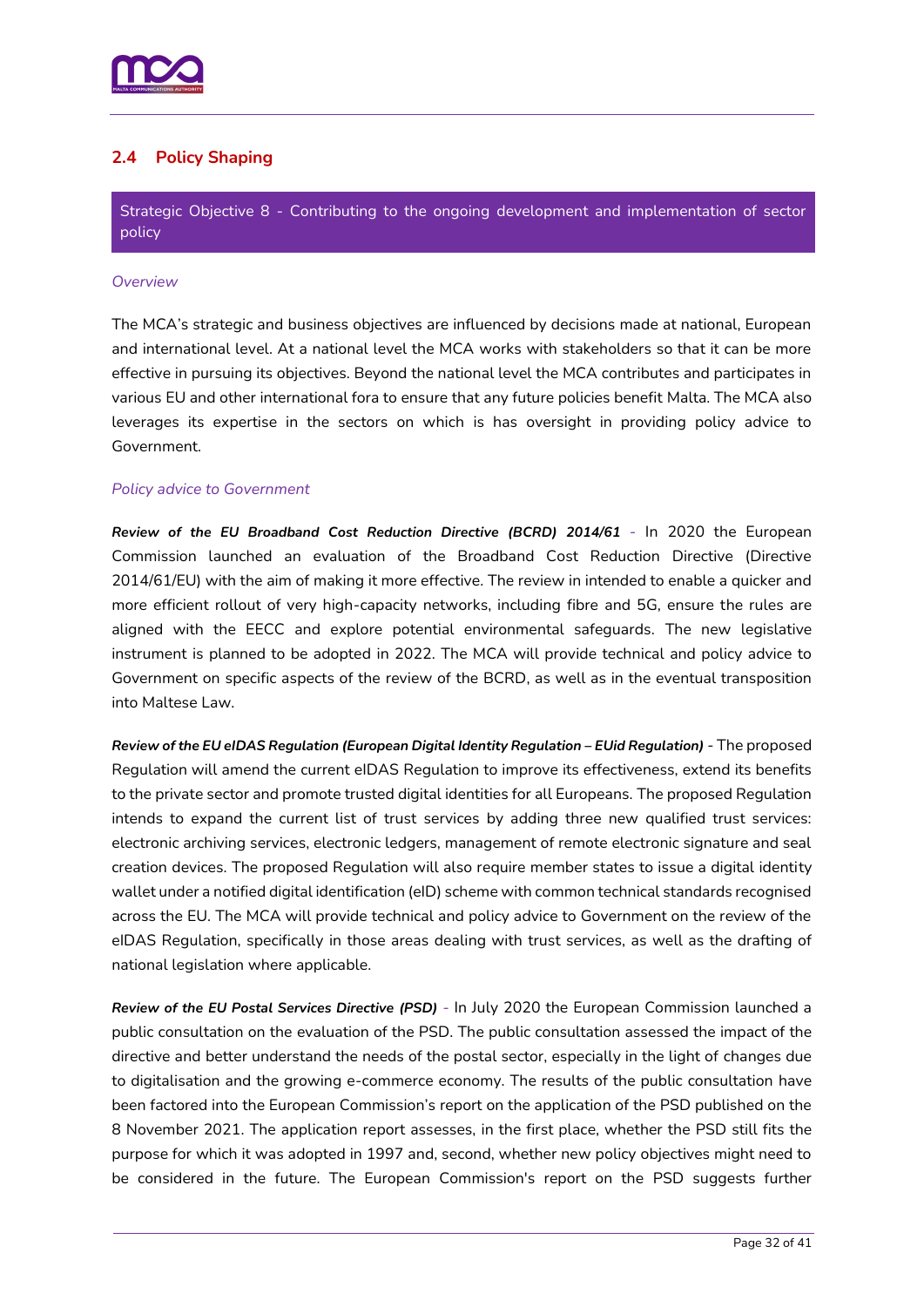## 2.4 Policy Shaping

Strategic Objective 8 - Contributing to the ongoing development and implementation of sector policy

*Overview*

The MCA's strategic and business objectives are influenced by decisions made at national, European and international level. At a national level the MCA works with stakeholders so that it can be more effective in pursuing its objectives. Beyond the national level the MCA contributes and participates in various EU and other international fora to ensure that any future policies benefit Malta. The MCA also leverages its expertise in the sectors on which is has oversight in providing policy advice to Government.

*Policy advice to Government*

***Review of the EU Broadband Cost Reduction Directive (BCRD) 2014/61*** - In 2020 the European Commission launched an evaluation of the Broadband Cost Reduction Directive (Directive 2014/61/EU) with the aim of making it more effective. The review in intended to enable a quicker and more efficient rollout of very high-capacity networks, including fibre and 5G, ensure the rules are aligned with the EECC and explore potential environmental safeguards. The new legislative instrument is planned to be adopted in 2022. The MCA will provide technical and policy advice to Government on specific aspects of the review of the BCRD, as well as in the eventual transposition into Maltese Law.

***Review of the EU eIDAS Regulation (European Digital Identity Regulation – EUid Regulation)*** - The proposed Regulation will amend the current eIDAS Regulation to improve its effectiveness, extend its benefits to the private sector and promote trusted digital identities for all Europeans. The proposed Regulation intends to expand the current list of trust services by adding three new qualified trust services: electronic archiving services, electronic ledgers, management of remote electronic signature and seal creation devices. The proposed Regulation will also require member states to issue a digital identity wallet under a notified digital identification (eID) scheme with common technical standards recognised across the EU. The MCA will provide technical and policy advice to Government on the review of the eIDAS Regulation, specifically in those areas dealing with trust services, as well as the drafting of national legislation where applicable.

***Review of the EU Postal Services Directive (PSD)*** - In July 2020 the European Commission launched a public consultation on the evaluation of the PSD. The public consultation assessed the impact of the directive and better understand the needs of the postal sector, especially in the light of changes due to digitalisation and the growing e-commerce economy. The results of the public consultation have been factored into the European Commission's report on the application of the PSD published on the 8 November 2021. The application report assesses, in the first place, whether the PSD still fits the purpose for which it was adopted in 1997 and, second, whether new policy objectives might need to be considered in the future. The European Commission's report on the PSD suggests further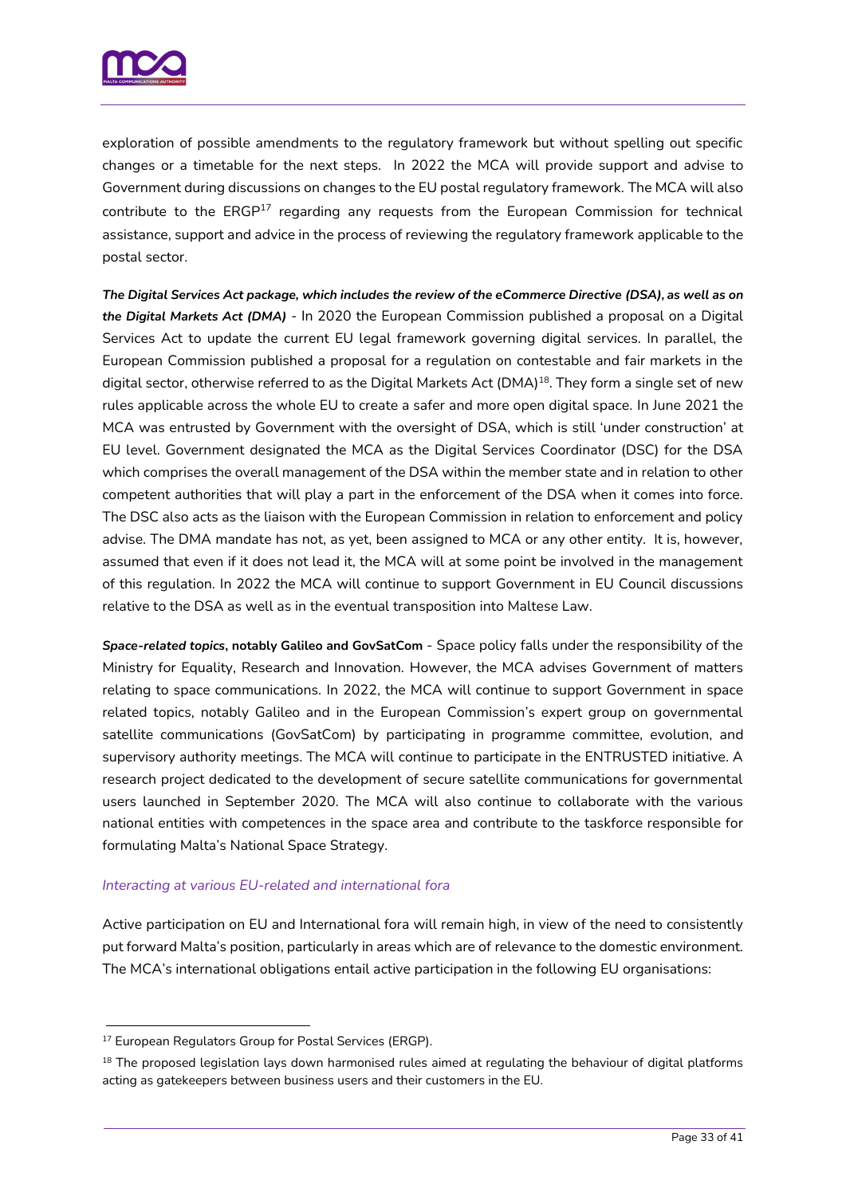exploration of possible amendments to the regulatory framework but without spelling out specific changes or a timetable for the next steps. In 2022 the MCA will provide support and advise to Government during discussions on changes to the EU postal regulatory framework. The MCA will also contribute to the ERGP[17] regarding any requests from the European Commission for technical assistance, support and advice in the process of reviewing the regulatory framework applicable to the postal sector.

***The Digital Services Act package, which includes the review of the eCommerce Directive (DSA), as well as on the Digital Markets Act (DMA)*** - In 2020 the European Commission published a proposal on a Digital Services Act to update the current EU legal framework governing digital services. In parallel, the European Commission published a proposal for a regulation on contestable and fair markets in the digital sector, otherwise referred to as the Digital Markets Act (DMA)[18]. They form a single set of new rules applicable across the whole EU to create a safer and more open digital space. In June 2021 the MCA was entrusted by Government with the oversight of DSA, which is still 'under construction' at EU level. Government designated the MCA as the Digital Services Coordinator (DSC) for the DSA which comprises the overall management of the DSA within the member state and in relation to other competent authorities that will play a part in the enforcement of the DSA when it comes into force. The DSC also acts as the liaison with the European Commission in relation to enforcement and policy advise. The DMA mandate has not, as yet, been assigned to MCA or any other entity. It is, however, assumed that even if it does not lead it, the MCA will at some point be involved in the management of this regulation. In 2022 the MCA will continue to support Government in EU Council discussions relative to the DSA as well as in the eventual transposition into Maltese Law.

***Space-related topics*, notably Galileo and GovSatCom** - Space policy falls under the responsibility of the Ministry for Equality, Research and Innovation. However, the MCA advises Government of matters relating to space communications. In 2022, the MCA will continue to support Government in space related topics, notably Galileo and in the European Commission's expert group on governmental satellite communications (GovSatCom) by participating in programme committee, evolution, and supervisory authority meetings. The MCA will continue to participate in the ENTRUSTED initiative. A research project dedicated to the development of secure satellite communications for governmental users launched in September 2020. The MCA will also continue to collaborate with the various national entities with competences in the space area and contribute to the taskforce responsible for formulating Malta's National Space Strategy.

*Interacting at various EU-related and international fora*

Active participation on EU and International fora will remain high, in view of the need to consistently put forward Malta's position, particularly in areas which are of relevance to the domestic environment. The MCA's international obligations entail active participation in the following EU organisations:

[17] European Regulators Group for Postal Services (ERGP).

[18] The proposed legislation lays down harmonised rules aimed at regulating the behaviour of digital platforms acting as gatekeepers between business users and their customers in the EU.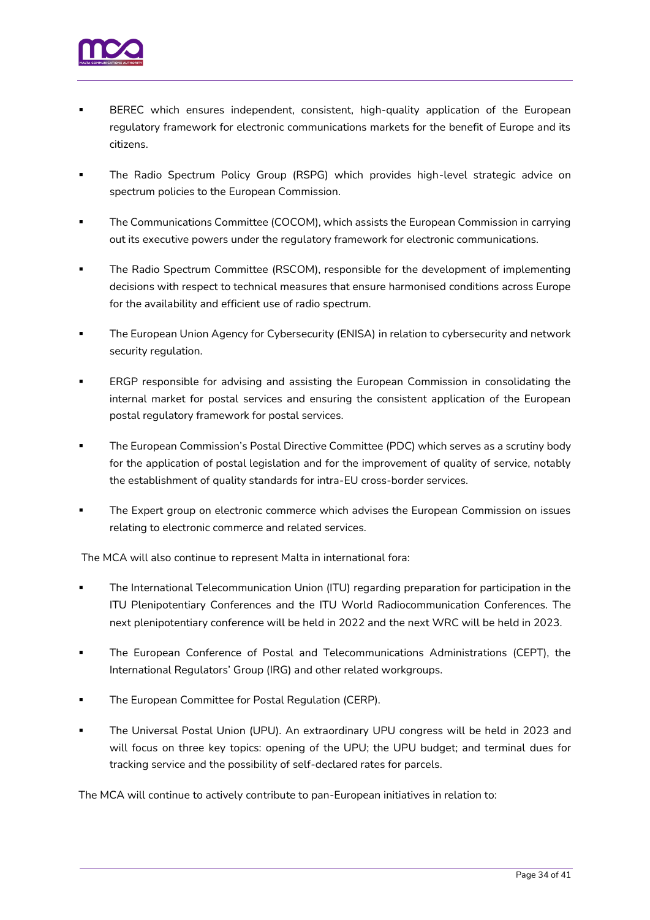- BEREC which ensures independent, consistent, high-quality application of the European regulatory framework for electronic communications markets for the benefit of Europe and its citizens.
- The Radio Spectrum Policy Group (RSPG) which provides high-level strategic advice on spectrum policies to the European Commission.
- The Communications Committee (COCOM), which assists the European Commission in carrying out its executive powers under the regulatory framework for electronic communications.
- The Radio Spectrum Committee (RSCOM), responsible for the development of implementing decisions with respect to technical measures that ensure harmonised conditions across Europe for the availability and efficient use of radio spectrum.
- The European Union Agency for Cybersecurity (ENISA) in relation to cybersecurity and network security regulation.
- ERGP responsible for advising and assisting the European Commission in consolidating the internal market for postal services and ensuring the consistent application of the European postal regulatory framework for postal services.
- The European Commission's Postal Directive Committee (PDC) which serves as a scrutiny body for the application of postal legislation and for the improvement of quality of service, notably the establishment of quality standards for intra-EU cross-border services.
- The Expert group on electronic commerce which advises the European Commission on issues relating to electronic commerce and related services.

The MCA will also continue to represent Malta in international fora:

- The International Telecommunication Union (ITU) regarding preparation for participation in the ITU Plenipotentiary Conferences and the ITU World Radiocommunication Conferences. The next plenipotentiary conference will be held in 2022 and the next WRC will be held in 2023.
- The European Conference of Postal and Telecommunications Administrations (CEPT), the International Regulators' Group (IRG) and other related workgroups.
- The European Committee for Postal Regulation (CERP).
- The Universal Postal Union (UPU). An extraordinary UPU congress will be held in 2023 and will focus on three key topics: opening of the UPU; the UPU budget; and terminal dues for tracking service and the possibility of self-declared rates for parcels.

The MCA will continue to actively contribute to pan-European initiatives in relation to: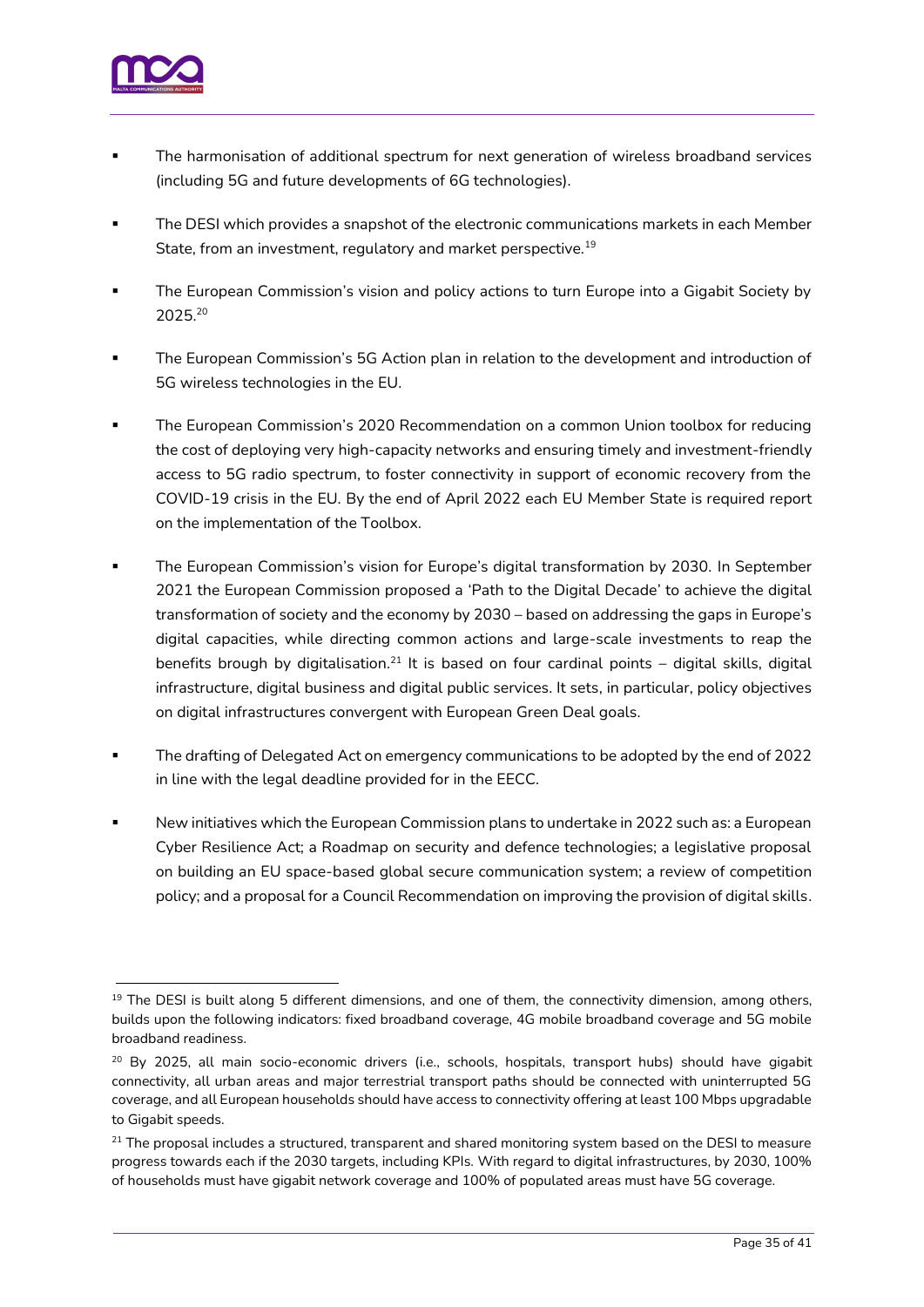- The harmonisation of additional spectrum for next generation of wireless broadband services (including 5G and future developments of 6G technologies).
- The DESI which provides a snapshot of the electronic communications markets in each Member State, from an investment, regulatory and market perspective.[19]
- The European Commission's vision and policy actions to turn Europe into a Gigabit Society by 2025.[20]
- The European Commission's 5G Action plan in relation to the development and introduction of 5G wireless technologies in the EU.
- The European Commission's 2020 Recommendation on a common Union toolbox for reducing the cost of deploying very high-capacity networks and ensuring timely and investment-friendly access to 5G radio spectrum, to foster connectivity in support of economic recovery from the COVID-19 crisis in the EU. By the end of April 2022 each EU Member State is required report on the implementation of the Toolbox.
- The European Commission's vision for Europe's digital transformation by 2030. In September 2021 the European Commission proposed a 'Path to the Digital Decade' to achieve the digital transformation of society and the economy by 2030 – based on addressing the gaps in Europe's digital capacities, while directing common actions and large-scale investments to reap the benefits brough by digitalisation.[21] It is based on four cardinal points – digital skills, digital infrastructure, digital business and digital public services. It sets, in particular, policy objectives on digital infrastructures convergent with European Green Deal goals.
- The drafting of Delegated Act on emergency communications to be adopted by the end of 2022 in line with the legal deadline provided for in the EECC.
- New initiatives which the European Commission plans to undertake in 2022 such as: a European Cyber Resilience Act; a Roadmap on security and defence technologies; a legislative proposal on building an EU space-based global secure communication system; a review of competition policy; and a proposal for a Council Recommendation on improving the provision of digital skills.

---

[19] The DESI is built along 5 different dimensions, and one of them, the connectivity dimension, among others, builds upon the following indicators: fixed broadband coverage, 4G mobile broadband coverage and 5G mobile broadband readiness.

[20] By 2025, all main socio-economic drivers (i.e., schools, hospitals, transport hubs) should have gigabit connectivity, all urban areas and major terrestrial transport paths should be connected with uninterrupted 5G coverage, and all European households should have access to connectivity offering at least 100 Mbps upgradable to Gigabit speeds.

[21] The proposal includes a structured, transparent and shared monitoring system based on the DESI to measure progress towards each if the 2030 targets, including KPIs. With regard to digital infrastructures, by 2030, 100% of households must have gigabit network coverage and 100% of populated areas must have 5G coverage.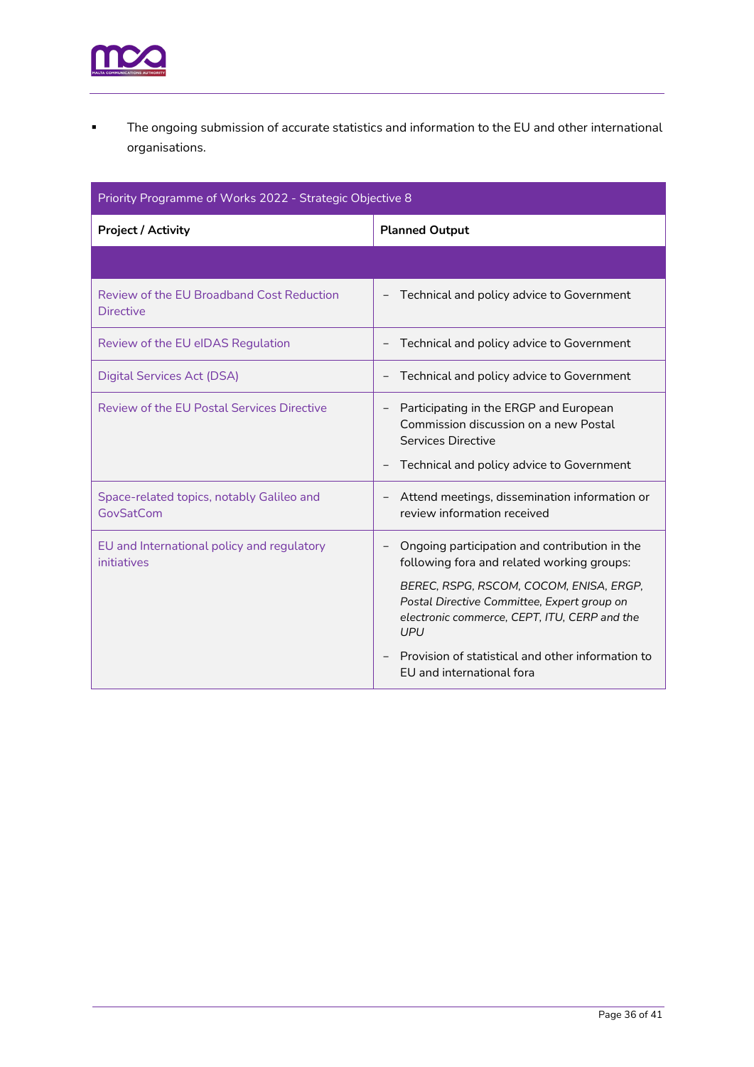- The ongoing submission of accurate statistics and information to the EU and other international organisations.

| Priority Programme of Works 2022 - Strategic Objective 8 | |
|---|---|
| **Project / Activity** | **Planned Output** |
| | |
| Review of the EU Broadband Cost Reduction Directive | – Technical and policy advice to Government |
| Review of the EU eIDAS Regulation | – Technical and policy advice to Government |
| Digital Services Act (DSA) | – Technical and policy advice to Government |
| Review of the EU Postal Services Directive | – Participating in the ERGP and European Commission discussion on a new Postal Services Directive<br>– Technical and policy advice to Government |
| Space-related topics, notably Galileo and GovSatCom | – Attend meetings, dissemination information or review information received |
| EU and International policy and regulatory initiatives | – Ongoing participation and contribution in the following fora and related working groups:<br>*BEREC, RSPG, RSCOM, COCOM, ENISA, ERGP, Postal Directive Committee, Expert group on electronic commerce, CEPT, ITU, CERP and the UPU*<br>– Provision of statistical and other information to EU and international fora |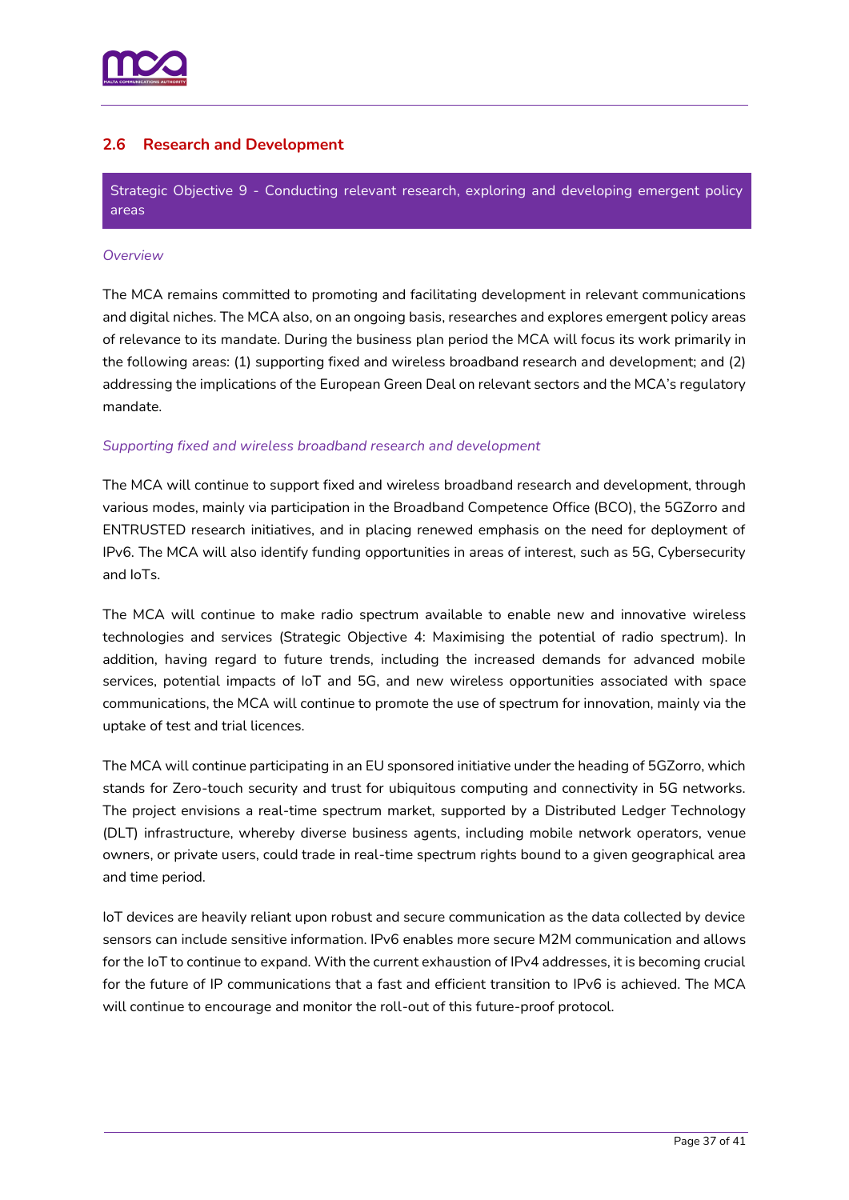## 2.6 Research and Development

**Strategic Objective 9 - Conducting relevant research, exploring and developing emergent policy areas**

*Overview*

The MCA remains committed to promoting and facilitating development in relevant communications and digital niches. The MCA also, on an ongoing basis, researches and explores emergent policy areas of relevance to its mandate. During the business plan period the MCA will focus its work primarily in the following areas: (1) supporting fixed and wireless broadband research and development; and (2) addressing the implications of the European Green Deal on relevant sectors and the MCA's regulatory mandate.

*Supporting fixed and wireless broadband research and development*

The MCA will continue to support fixed and wireless broadband research and development, through various modes, mainly via participation in the Broadband Competence Office (BCO), the 5GZorro and ENTRUSTED research initiatives, and in placing renewed emphasis on the need for deployment of IPv6. The MCA will also identify funding opportunities in areas of interest, such as 5G, Cybersecurity and IoTs.

The MCA will continue to make radio spectrum available to enable new and innovative wireless technologies and services (Strategic Objective 4: Maximising the potential of radio spectrum). In addition, having regard to future trends, including the increased demands for advanced mobile services, potential impacts of IoT and 5G, and new wireless opportunities associated with space communications, the MCA will continue to promote the use of spectrum for innovation, mainly via the uptake of test and trial licences.

The MCA will continue participating in an EU sponsored initiative under the heading of 5GZorro, which stands for Zero-touch security and trust for ubiquitous computing and connectivity in 5G networks. The project envisions a real-time spectrum market, supported by a Distributed Ledger Technology (DLT) infrastructure, whereby diverse business agents, including mobile network operators, venue owners, or private users, could trade in real-time spectrum rights bound to a given geographical area and time period.

IoT devices are heavily reliant upon robust and secure communication as the data collected by device sensors can include sensitive information. IPv6 enables more secure M2M communication and allows for the IoT to continue to expand. With the current exhaustion of IPv4 addresses, it is becoming crucial for the future of IP communications that a fast and efficient transition to IPv6 is achieved. The MCA will continue to encourage and monitor the roll-out of this future-proof protocol.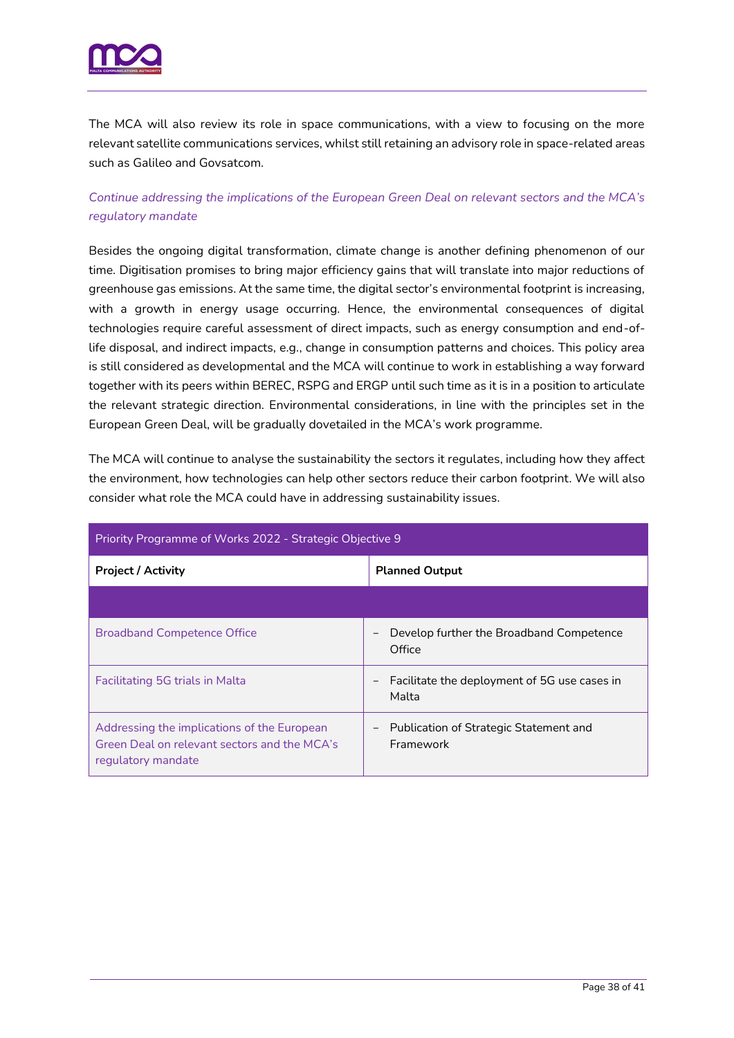The MCA will also review its role in space communications, with a view to focusing on the more relevant satellite communications services, whilst still retaining an advisory role in space-related areas such as Galileo and Govsatcom.

*Continue addressing the implications of the European Green Deal on relevant sectors and the MCA's regulatory mandate*

Besides the ongoing digital transformation, climate change is another defining phenomenon of our time. Digitisation promises to bring major efficiency gains that will translate into major reductions of greenhouse gas emissions. At the same time, the digital sector's environmental footprint is increasing, with a growth in energy usage occurring. Hence, the environmental consequences of digital technologies require careful assessment of direct impacts, such as energy consumption and end-of-life disposal, and indirect impacts, e.g., change in consumption patterns and choices. This policy area is still considered as developmental and the MCA will continue to work in establishing a way forward together with its peers within BEREC, RSPG and ERGP until such time as it is in a position to articulate the relevant strategic direction. Environmental considerations, in line with the principles set in the European Green Deal, will be gradually dovetailed in the MCA's work programme.

The MCA will continue to analyse the sustainability the sectors it regulates, including how they affect the environment, how technologies can help other sectors reduce their carbon footprint. We will also consider what role the MCA could have in addressing sustainability issues.

| Priority Programme of Works 2022 - Strategic Objective 9 | |
|---|---|
| **Project / Activity** | **Planned Output** |
| | |
| Broadband Competence Office | – Develop further the Broadband Competence Office |
| Facilitating 5G trials in Malta | – Facilitate the deployment of 5G use cases in Malta |
| Addressing the implications of the European Green Deal on relevant sectors and the MCA's regulatory mandate | – Publication of Strategic Statement and Framework |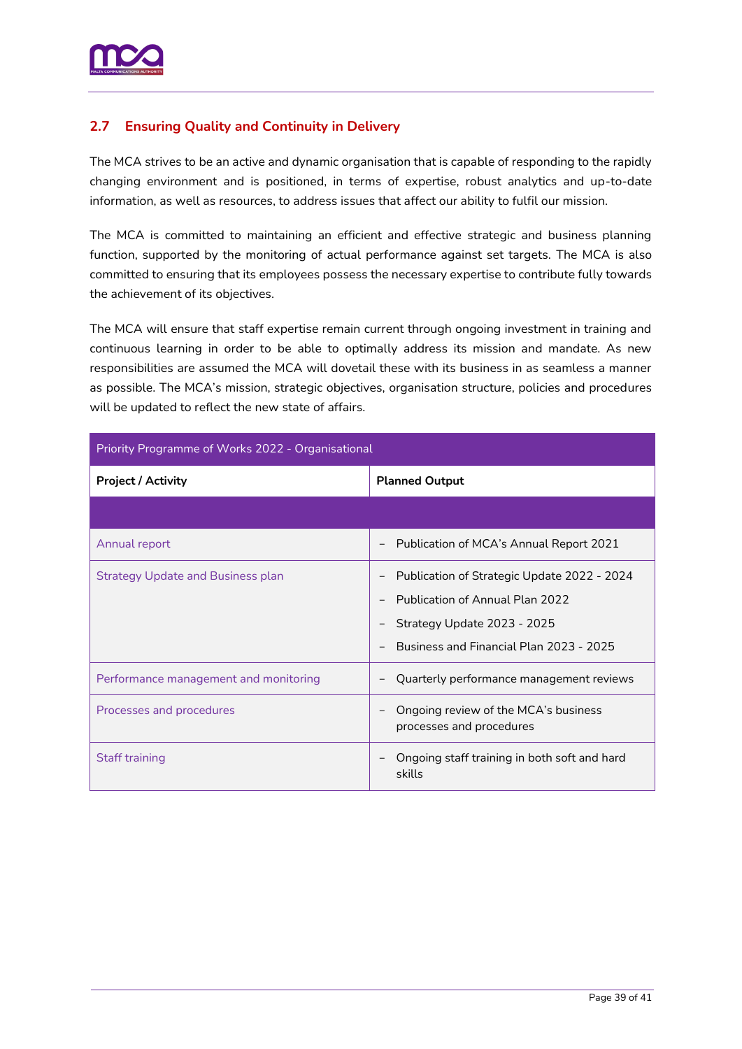## 2.7 Ensuring Quality and Continuity in Delivery

The MCA strives to be an active and dynamic organisation that is capable of responding to the rapidly changing environment and is positioned, in terms of expertise, robust analytics and up-to-date information, as well as resources, to address issues that affect our ability to fulfil our mission.

The MCA is committed to maintaining an efficient and effective strategic and business planning function, supported by the monitoring of actual performance against set targets. The MCA is also committed to ensuring that its employees possess the necessary expertise to contribute fully towards the achievement of its objectives.

The MCA will ensure that staff expertise remain current through ongoing investment in training and continuous learning in order to be able to optimally address its mission and mandate. As new responsibilities are assumed the MCA will dovetail these with its business in as seamless a manner as possible. The MCA's mission, strategic objectives, organisation structure, policies and procedures will be updated to reflect the new state of affairs.

| Priority Programme of Works 2022 - Organisational | |
|---|---|
| **Project / Activity** | **Planned Output** |
| | |
| Annual report | – Publication of MCA's Annual Report 2021 |
| Strategy Update and Business plan | – Publication of Strategic Update 2022 - 2024<br>– Publication of Annual Plan 2022<br>– Strategy Update 2023 - 2025<br>– Business and Financial Plan 2023 - 2025 |
| Performance management and monitoring | – Quarterly performance management reviews |
| Processes and procedures | – Ongoing review of the MCA's business processes and procedures |
| Staff training | – Ongoing staff training in both soft and hard skills |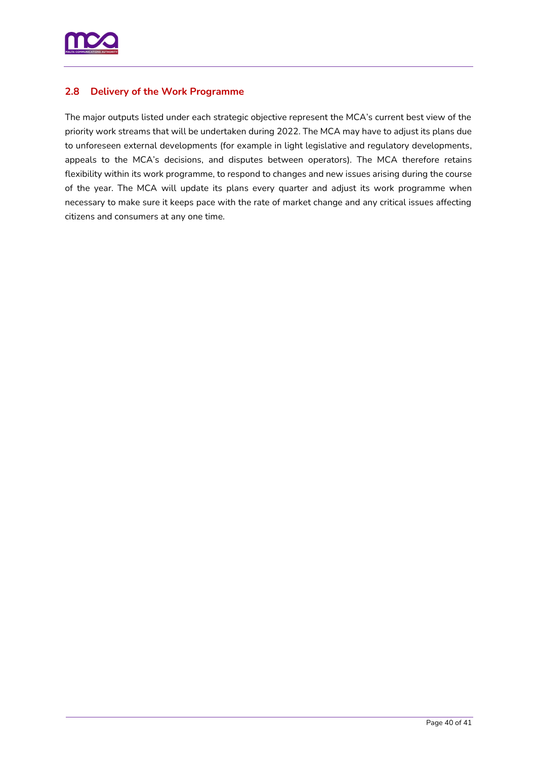## 2.8 Delivery of the Work Programme

The major outputs listed under each strategic objective represent the MCA's current best view of the priority work streams that will be undertaken during 2022. The MCA may have to adjust its plans due to unforeseen external developments (for example in light legislative and regulatory developments, appeals to the MCA's decisions, and disputes between operators). The MCA therefore retains flexibility within its work programme, to respond to changes and new issues arising during the course of the year. The MCA will update its plans every quarter and adjust its work programme when necessary to make sure it keeps pace with the rate of market change and any critical issues affecting citizens and consumers at any one time.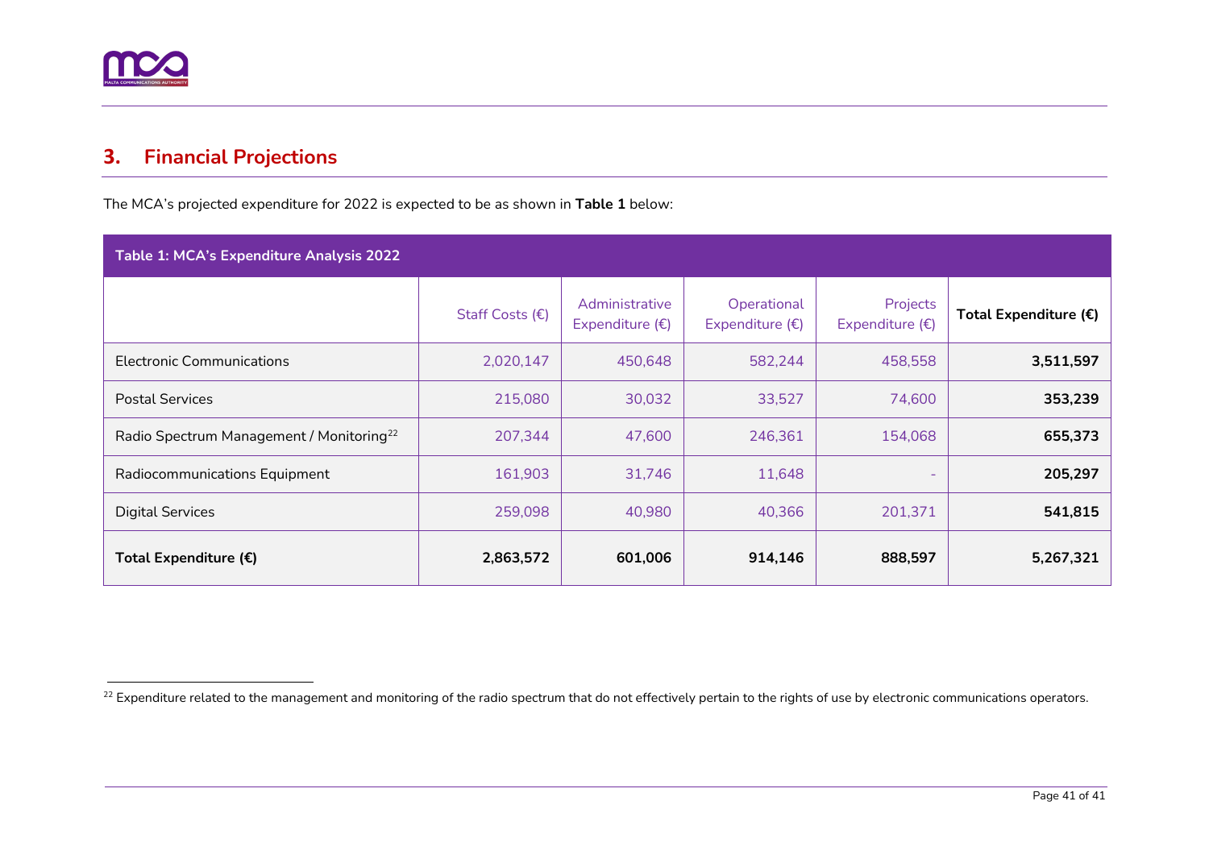## 3. Financial Projections

The MCA's projected expenditure for 2022 is expected to be as shown in **Table 1** below:

**Table 1: MCA's Expenditure Analysis 2022**

| | Staff Costs (€) | Administrative Expenditure (€) | Operational Expenditure (€) | Projects Expenditure (€) | Total Expenditure (€) |
|---|---|---|---|---|---|
| Electronic Communications | 2,020,147 | 450,648 | 582,244 | 458,558 | **3,511,597** |
| Postal Services | 215,080 | 30,032 | 33,527 | 74,600 | **353,239** |
| Radio Spectrum Management / Monitoring[22] | 207,344 | 47,600 | 246,361 | 154,068 | **655,373** |
| Radiocommunications Equipment | 161,903 | 31,746 | 11,648 | - | **205,297** |
| Digital Services | 259,098 | 40,980 | 40,366 | 201,371 | **541,815** |
| **Total Expenditure (€)** | **2,863,572** | **601,006** | **914,146** | **888,597** | **5,267,321** |

[22] Expenditure related to the management and monitoring of the radio spectrum that do not effectively pertain to the rights of use by electronic communications operators.